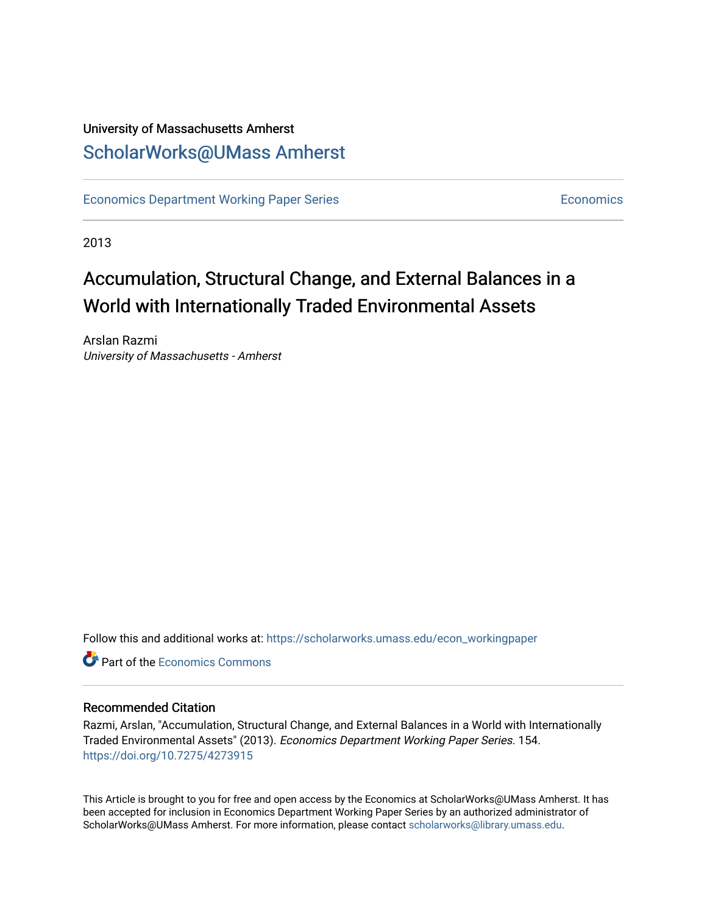University of Massachusetts Amherst

# ScholarWorks@UMass Amherst

Economics Department Working Paper Series | Economics

2013

# Accumulation, Structural Change, and External Balances in a World with Internationally Traded Environmental Assets

Arslan Razmi
*University of Massachusetts - Amherst*

Follow this and additional works at: https://scholarworks.umass.edu/econ_workingpaper

Part of the Economics Commons

## Recommended Citation

Razmi, Arslan, "Accumulation, Structural Change, and External Balances in a World with Internationally Traded Environmental Assets" (2013). *Economics Department Working Paper Series*. 154.
https://doi.org/10.7275/4273915

This Article is brought to you for free and open access by the Economics at ScholarWorks@UMass Amherst. It has been accepted for inclusion in Economics Department Working Paper Series by an authorized administrator of ScholarWorks@UMass Amherst. For more information, please contact scholarworks@library.umass.edu.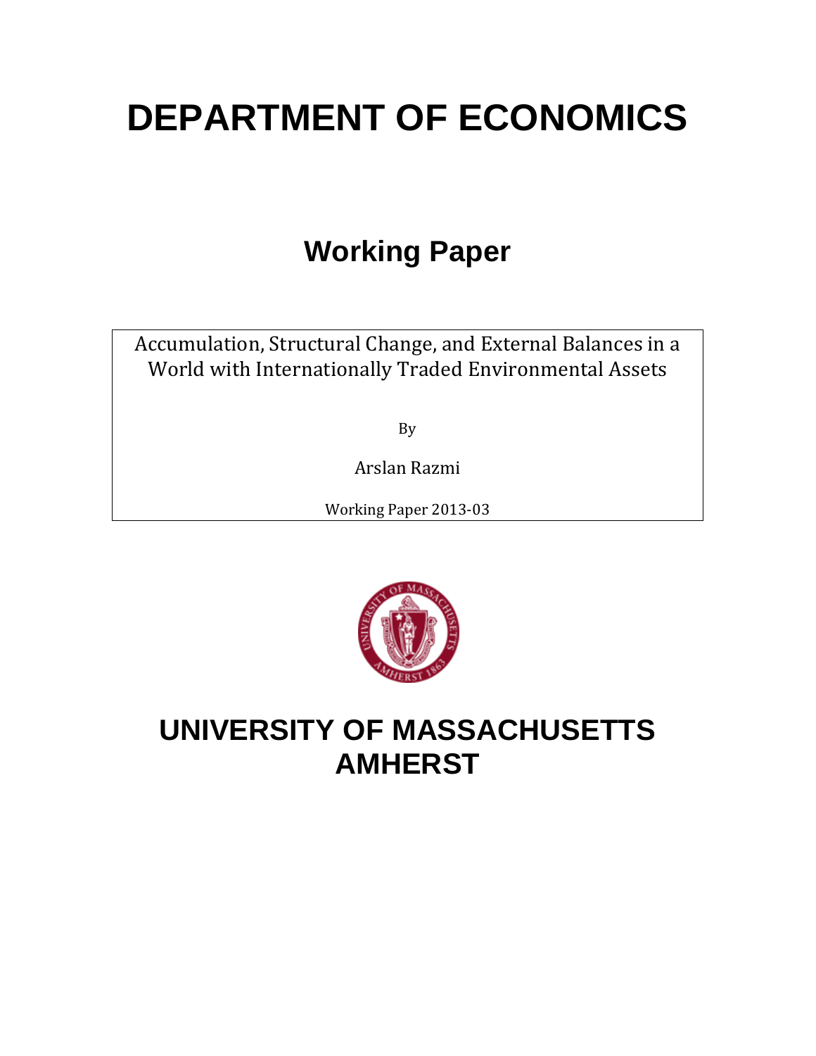# DEPARTMENT OF ECONOMICS

## Working Paper

Accumulation, Structural Change, and External Balances in a World with Internationally Traded Environmental Assets

By

Arslan Razmi

Working Paper 2013-03

# UNIVERSITY OF MASSACHUSETTS AMHERST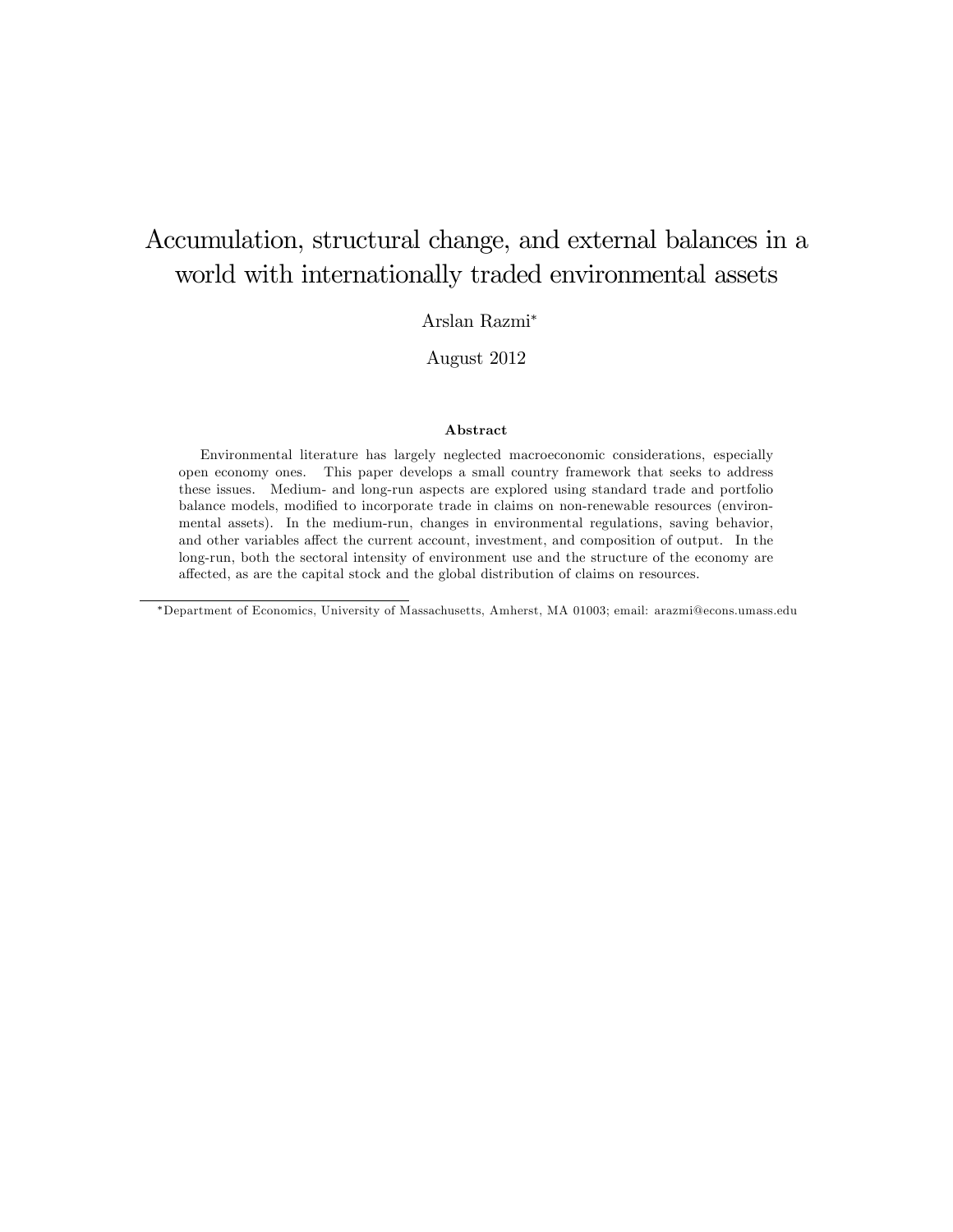# Accumulation, structural change, and external balances in a world with internationally traded environmental assets

Arslan Razmi[*]

August 2012

**Abstract**

Environmental literature has largely neglected macroeconomic considerations, especially open economy ones. This paper develops a small country framework that seeks to address these issues. Medium- and long-run aspects are explored using standard trade and portfolio balance models, modified to incorporate trade in claims on non-renewable resources (environmental assets). In the medium-run, changes in environmental regulations, saving behavior, and other variables affect the current account, investment, and composition of output. In the long-run, both the sectoral intensity of environment use and the structure of the economy are affected, as are the capital stock and the global distribution of claims on resources.

---

[*]Department of Economics, University of Massachusetts, Amherst, MA 01003; email: arazmi@econs.umass.edu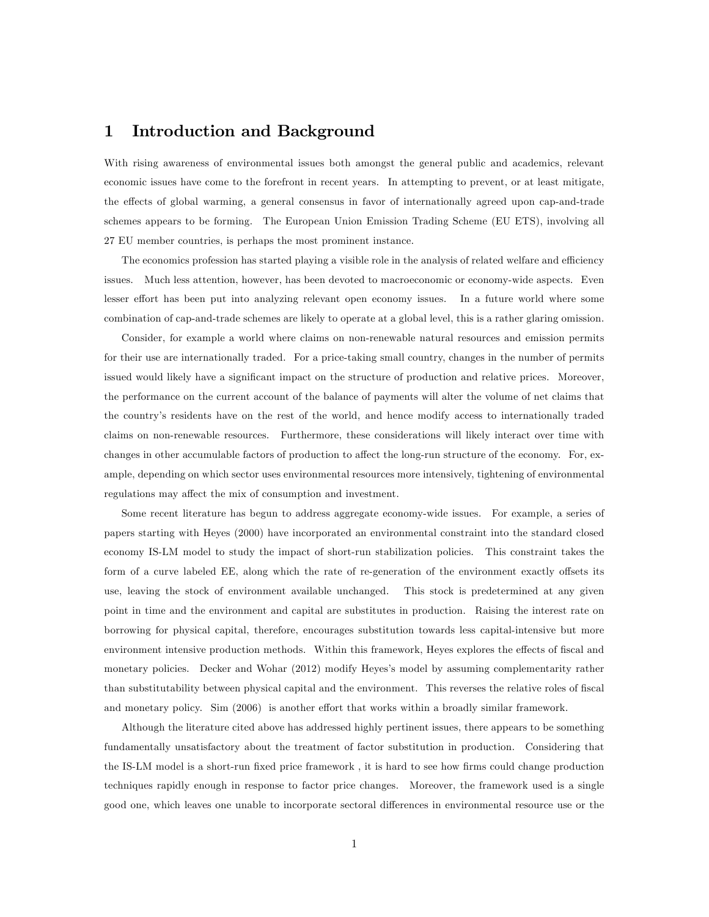# 1 Introduction and Background

With rising awareness of environmental issues both amongst the general public and academics, relevant economic issues have come to the forefront in recent years. In attempting to prevent, or at least mitigate, the effects of global warming, a general consensus in favor of internationally agreed upon cap-and-trade schemes appears to be forming. The European Union Emission Trading Scheme (EU ETS), involving all 27 EU member countries, is perhaps the most prominent instance.

The economics profession has started playing a visible role in the analysis of related welfare and efficiency issues. Much less attention, however, has been devoted to macroeconomic or economy-wide aspects. Even lesser effort has been put into analyzing relevant open economy issues. In a future world where some combination of cap-and-trade schemes are likely to operate at a global level, this is a rather glaring omission.

Consider, for example a world where claims on non-renewable natural resources and emission permits for their use are internationally traded. For a price-taking small country, changes in the number of permits issued would likely have a significant impact on the structure of production and relative prices. Moreover, the performance on the current account of the balance of payments will alter the volume of net claims that the country's residents have on the rest of the world, and hence modify access to internationally traded claims on non-renewable resources. Furthermore, these considerations will likely interact over time with changes in other accumulable factors of production to affect the long-run structure of the economy. For, example, depending on which sector uses environmental resources more intensively, tightening of environmental regulations may affect the mix of consumption and investment.

Some recent literature has begun to address aggregate economy-wide issues. For example, a series of papers starting with Heyes (2000) have incorporated an environmental constraint into the standard closed economy IS-LM model to study the impact of short-run stabilization policies. This constraint takes the form of a curve labeled EE, along which the rate of re-generation of the environment exactly offsets its use, leaving the stock of environment available unchanged. This stock is predetermined at any given point in time and the environment and capital are substitutes in production. Raising the interest rate on borrowing for physical capital, therefore, encourages substitution towards less capital-intensive but more environment intensive production methods. Within this framework, Heyes explores the effects of fiscal and monetary policies. Decker and Wohar (2012) modify Heyes's model by assuming complementarity rather than substitutability between physical capital and the environment. This reverses the relative roles of fiscal and monetary policy. Sim (2006) is another effort that works within a broadly similar framework.

Although the literature cited above has addressed highly pertinent issues, there appears to be something fundamentally unsatisfactory about the treatment of factor substitution in production. Considering that the IS-LM model is a short-run fixed price framework , it is hard to see how firms could change production techniques rapidly enough in response to factor price changes. Moreover, the framework used is a single good one, which leaves one unable to incorporate sectoral differences in environmental resource use or the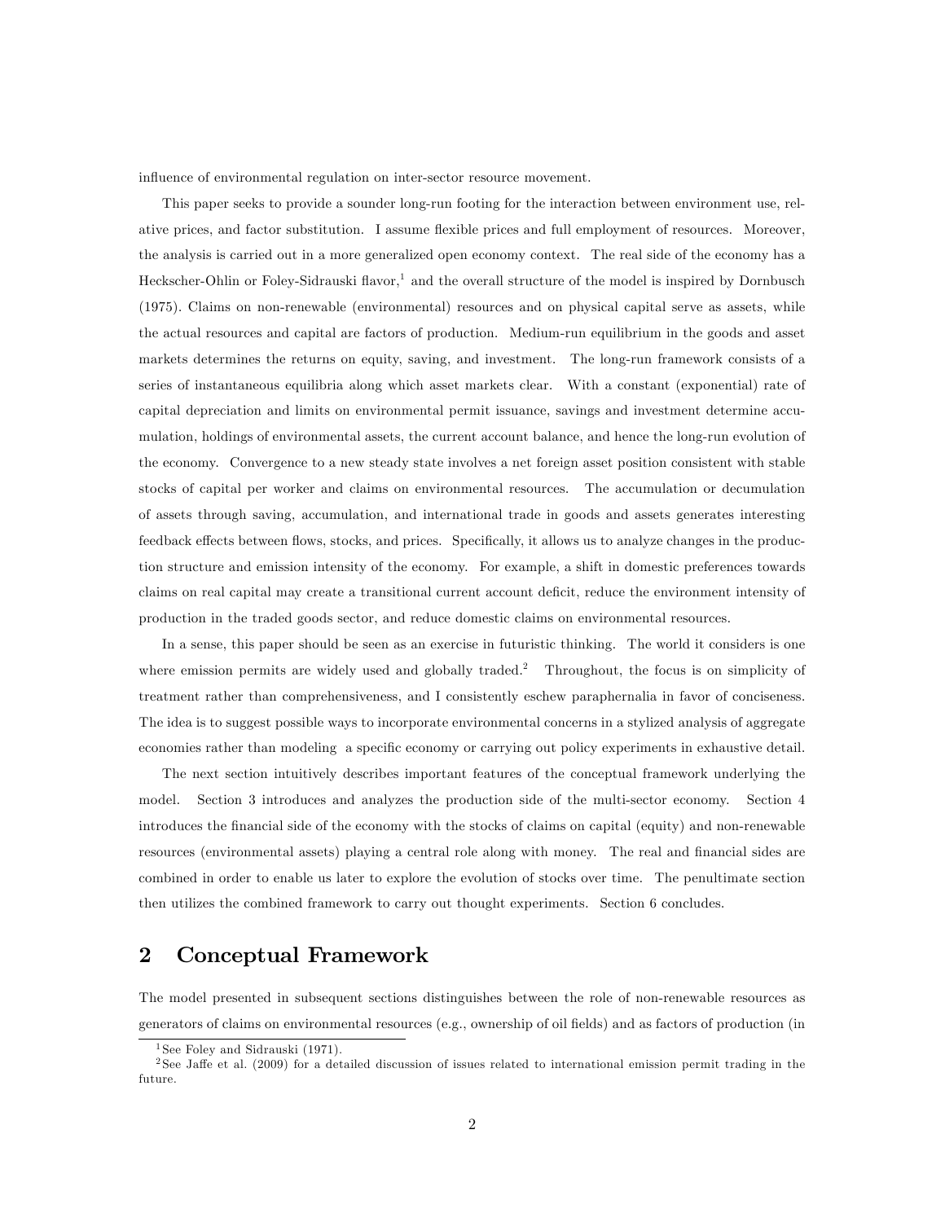influence of environmental regulation on inter-sector resource movement.

This paper seeks to provide a sounder long-run footing for the interaction between environment use, relative prices, and factor substitution. I assume flexible prices and full employment of resources. Moreover, the analysis is carried out in a more generalized open economy context. The real side of the economy has a Heckscher-Ohlin or Foley-Sidrauski flavor,[1] and the overall structure of the model is inspired by Dornbusch (1975). Claims on non-renewable (environmental) resources and on physical capital serve as assets, while the actual resources and capital are factors of production. Medium-run equilibrium in the goods and asset markets determines the returns on equity, saving, and investment. The long-run framework consists of a series of instantaneous equilibria along which asset markets clear. With a constant (exponential) rate of capital depreciation and limits on environmental permit issuance, savings and investment determine accumulation, holdings of environmental assets, the current account balance, and hence the long-run evolution of the economy. Convergence to a new steady state involves a net foreign asset position consistent with stable stocks of capital per worker and claims on environmental resources. The accumulation or decumulation of assets through saving, accumulation, and international trade in goods and assets generates interesting feedback effects between flows, stocks, and prices. Specifically, it allows us to analyze changes in the production structure and emission intensity of the economy. For example, a shift in domestic preferences towards claims on real capital may create a transitional current account deficit, reduce the environment intensity of production in the traded goods sector, and reduce domestic claims on environmental resources.

In a sense, this paper should be seen as an exercise in futuristic thinking. The world it considers is one where emission permits are widely used and globally traded.[2] Throughout, the focus is on simplicity of treatment rather than comprehensiveness, and I consistently eschew paraphernalia in favor of conciseness. The idea is to suggest possible ways to incorporate environmental concerns in a stylized analysis of aggregate economies rather than modeling a specific economy or carrying out policy experiments in exhaustive detail.

The next section intuitively describes important features of the conceptual framework underlying the model. Section 3 introduces and analyzes the production side of the multi-sector economy. Section 4 introduces the financial side of the economy with the stocks of claims on capital (equity) and non-renewable resources (environmental assets) playing a central role along with money. The real and financial sides are combined in order to enable us later to explore the evolution of stocks over time. The penultimate section then utilizes the combined framework to carry out thought experiments. Section 6 concludes.

## 2 Conceptual Framework

The model presented in subsequent sections distinguishes between the role of non-renewable resources as generators of claims on environmental resources (e.g., ownership of oil fields) and as factors of production (in

---

[1] See Foley and Sidrauski (1971).

[2] See Jaffe et al. (2009) for a detailed discussion of issues related to international emission permit trading in the future.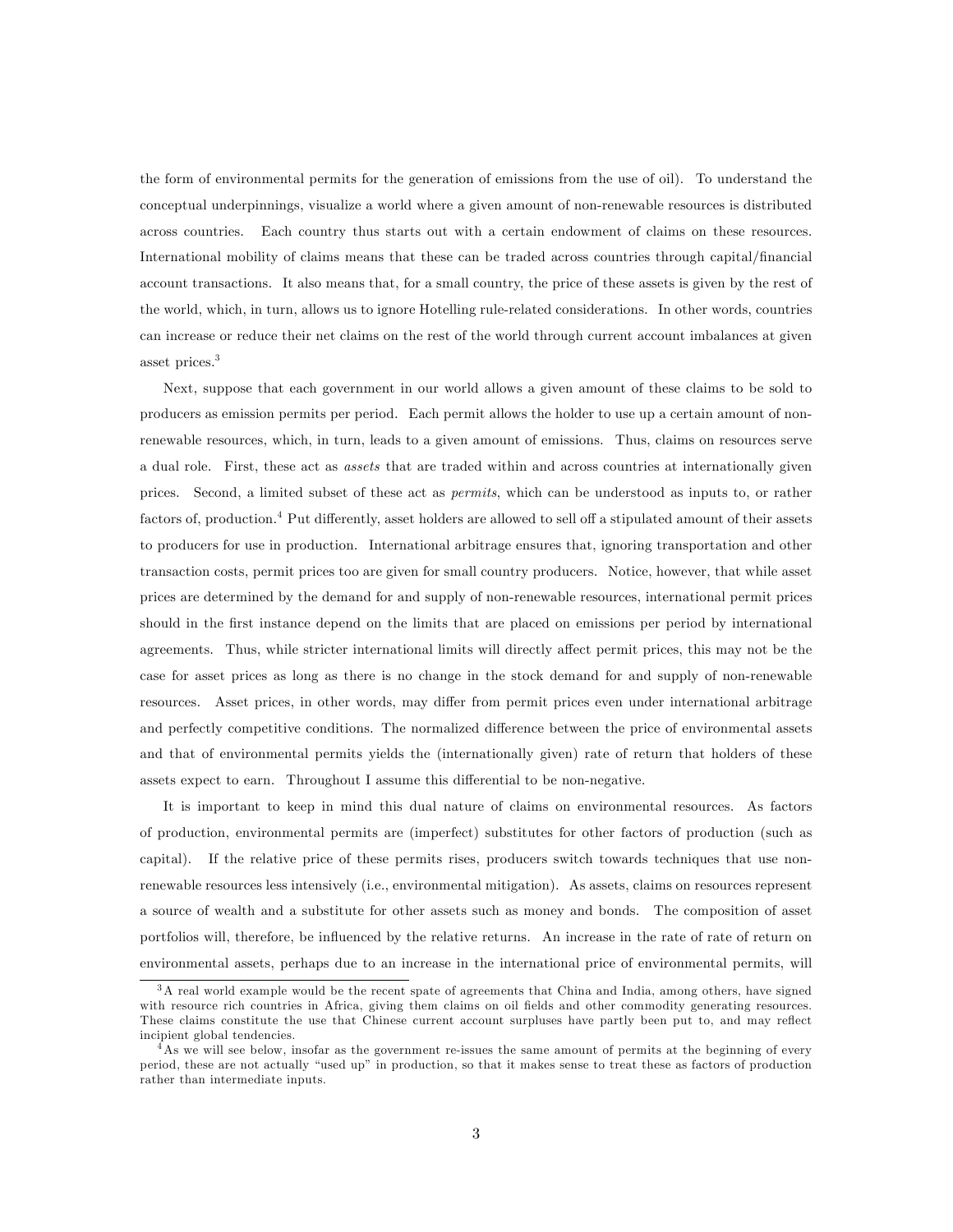the form of environmental permits for the generation of emissions from the use of oil). To understand the conceptual underpinnings, visualize a world where a given amount of non-renewable resources is distributed across countries. Each country thus starts out with a certain endowment of claims on these resources. International mobility of claims means that these can be traded across countries through capital/financial account transactions. It also means that, for a small country, the price of these assets is given by the rest of the world, which, in turn, allows us to ignore Hotelling rule-related considerations. In other words, countries can increase or reduce their net claims on the rest of the world through current account imbalances at given asset prices.[3]

Next, suppose that each government in our world allows a given amount of these claims to be sold to producers as emission permits per period. Each permit allows the holder to use up a certain amount of non-renewable resources, which, in turn, leads to a given amount of emissions. Thus, claims on resources serve a dual role. First, these act as *assets* that are traded within and across countries at internationally given prices. Second, a limited subset of these act as *permits*, which can be understood as inputs to, or rather factors of, production.[4] Put differently, asset holders are allowed to sell off a stipulated amount of their assets to producers for use in production. International arbitrage ensures that, ignoring transportation and other transaction costs, permit prices too are given for small country producers. Notice, however, that while asset prices are determined by the demand for and supply of non-renewable resources, international permit prices should in the first instance depend on the limits that are placed on emissions per period by international agreements. Thus, while stricter international limits will directly affect permit prices, this may not be the case for asset prices as long as there is no change in the stock demand for and supply of non-renewable resources. Asset prices, in other words, may differ from permit prices even under international arbitrage and perfectly competitive conditions. The normalized difference between the price of environmental assets and that of environmental permits yields the (internationally given) rate of return that holders of these assets expect to earn. Throughout I assume this differential to be non-negative.

It is important to keep in mind this dual nature of claims on environmental resources. As factors of production, environmental permits are (imperfect) substitutes for other factors of production (such as capital). If the relative price of these permits rises, producers switch towards techniques that use non-renewable resources less intensively (i.e., environmental mitigation). As assets, claims on resources represent a source of wealth and a substitute for other assets such as money and bonds. The composition of asset portfolios will, therefore, be influenced by the relative returns. An increase in the rate of rate of return on environmental assets, perhaps due to an increase in the international price of environmental permits, will

[3] A real world example would be the recent spate of agreements that China and India, among others, have signed with resource rich countries in Africa, giving them claims on oil fields and other commodity generating resources. These claims constitute the use that Chinese current account surpluses have partly been put to, and may reflect incipient global tendencies.

[4] As we will see below, insofar as the government re-issues the same amount of permits at the beginning of every period, these are not actually "used up" in production, so that it makes sense to treat these as factors of production rather than intermediate inputs.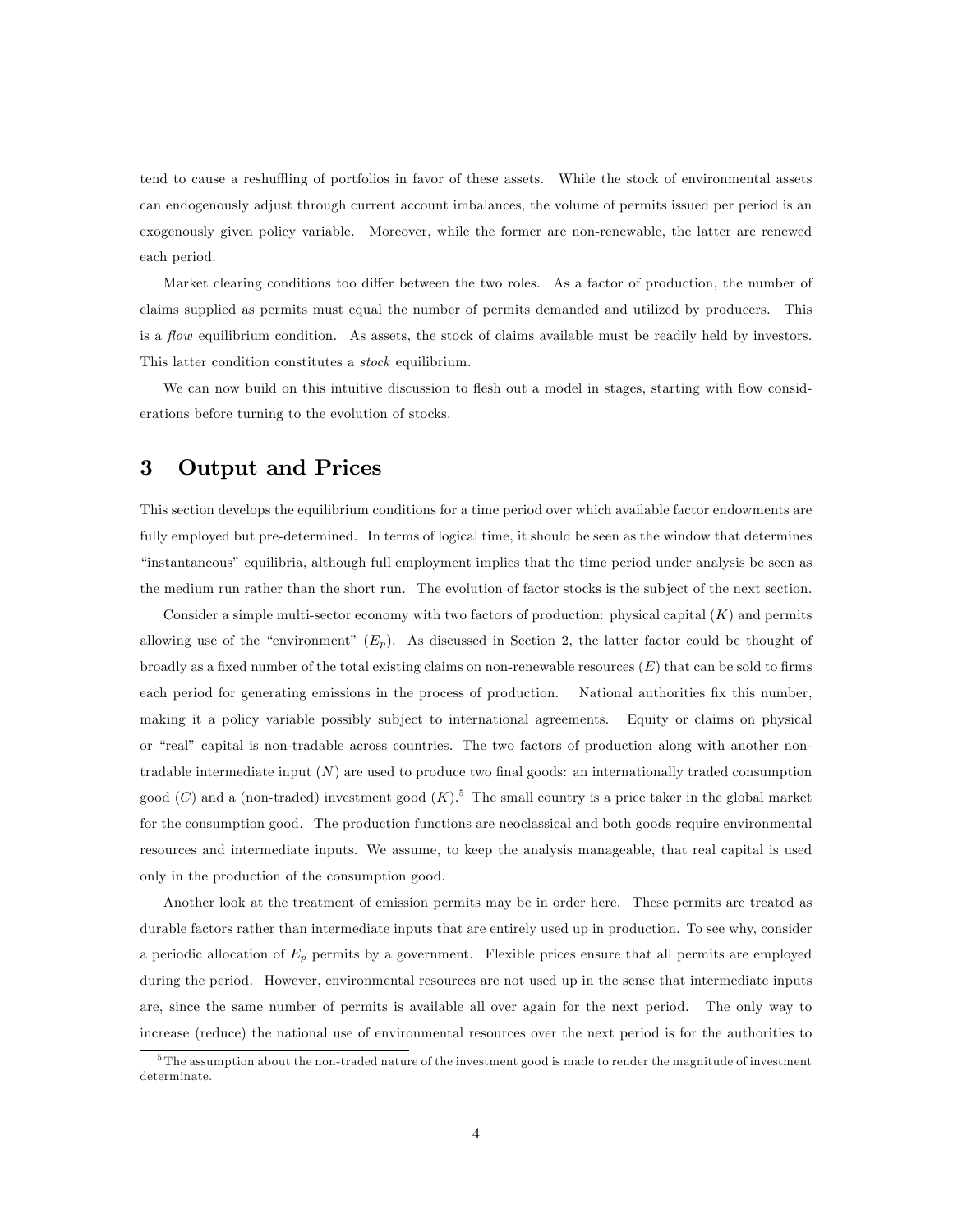tend to cause a reshuffling of portfolios in favor of these assets. While the stock of environmental assets can endogenously adjust through current account imbalances, the volume of permits issued per period is an exogenously given policy variable. Moreover, while the former are non-renewable, the latter are renewed each period.

Market clearing conditions too differ between the two roles. As a factor of production, the number of claims supplied as permits must equal the number of permits demanded and utilized by producers. This is a *flow* equilibrium condition. As assets, the stock of claims available must be readily held by investors. This latter condition constitutes a *stock* equilibrium.

We can now build on this intuitive discussion to flesh out a model in stages, starting with flow considerations before turning to the evolution of stocks.

# 3 Output and Prices

This section develops the equilibrium conditions for a time period over which available factor endowments are fully employed but pre-determined. In terms of logical time, it should be seen as the window that determines "instantaneous" equilibria, although full employment implies that the time period under analysis be seen as the medium run rather than the short run. The evolution of factor stocks is the subject of the next section.

Consider a simple multi-sector economy with two factors of production: physical capital ($K$) and permits allowing use of the "environment" ($E_p$). As discussed in Section 2, the latter factor could be thought of broadly as a fixed number of the total existing claims on non-renewable resources ($E$) that can be sold to firms each period for generating emissions in the process of production. National authorities fix this number, making it a policy variable possibly subject to international agreements. Equity or claims on physical or "real" capital is non-tradable across countries. The two factors of production along with another non-tradable intermediate input ($N$) are used to produce two final goods: an internationally traded consumption good ($C$) and a (non-traded) investment good ($K$).[5] The small country is a price taker in the global market for the consumption good. The production functions are neoclassical and both goods require environmental resources and intermediate inputs. We assume, to keep the analysis manageable, that real capital is used only in the production of the consumption good.

Another look at the treatment of emission permits may be in order here. These permits are treated as durable factors rather than intermediate inputs that are entirely used up in production. To see why, consider a periodic allocation of $E_p$ permits by a government. Flexible prices ensure that all permits are employed during the period. However, environmental resources are not used up in the sense that intermediate inputs are, since the same number of permits is available all over again for the next period. The only way to increase (reduce) the national use of environmental resources over the next period is for the authorities to

[5] The assumption about the non-traded nature of the investment good is made to render the magnitude of investment determinate.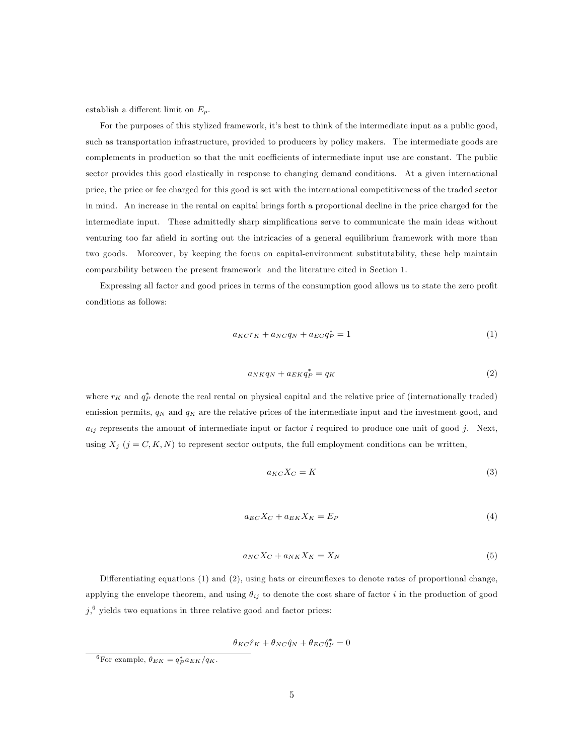establish a different limit on $E_p$.

For the purposes of this stylized framework, it's best to think of the intermediate input as a public good, such as transportation infrastructure, provided to producers by policy makers. The intermediate goods are complements in production so that the unit coefficients of intermediate input use are constant. The public sector provides this good elastically in response to changing demand conditions. At a given international price, the price or fee charged for this good is set with the international competitiveness of the traded sector in mind. An increase in the rental on capital brings forth a proportional decline in the price charged for the intermediate input. These admittedly sharp simplifications serve to communicate the main ideas without venturing too far afield in sorting out the intricacies of a general equilibrium framework with more than two goods. Moreover, by keeping the focus on capital-environment substitutability, these help maintain comparability between the present framework and the literature cited in Section 1.

Expressing all factor and good prices in terms of the consumption good allows us to state the zero profit conditions as follows:

$$a_{KC}r_K + a_{NC}q_N + a_{EC}q_P^* = 1 \tag{1}$$

$$a_{NK}q_N + a_{EK}q_P^* = q_K \tag{2}$$

where $r_K$ and $q_P^*$ denote the real rental on physical capital and the relative price of (internationally traded) emission permits, $q_N$ and $q_K$ are the relative prices of the intermediate input and the investment good, and $a_{ij}$ represents the amount of intermediate input or factor $i$ required to produce one unit of good $j$. Next, using $X_j$ $(j = C, K, N)$ to represent sector outputs, the full employment conditions can be written,

$$a_{KC}X_C = K \tag{3}$$

$$a_{EC}X_C + a_{EK}X_K = E_P \tag{4}$$

$$a_{NC}X_C + a_{NK}X_K = X_N \tag{5}$$

Differentiating equations (1) and (2), using hats or circumflexes to denote rates of proportional change, applying the envelope theorem, and using $\theta_{ij}$ to denote the cost share of factor $i$ in the production of good $j$,[6] yields two equations in three relative good and factor prices:

$$\theta_{KC}\hat{r}_K + \theta_{NC}\hat{q}_N + \theta_{EC}\hat{q}_P^* = 0$$

[6] For example, $\theta_{EK} = q_P^* a_{EK}/q_K$.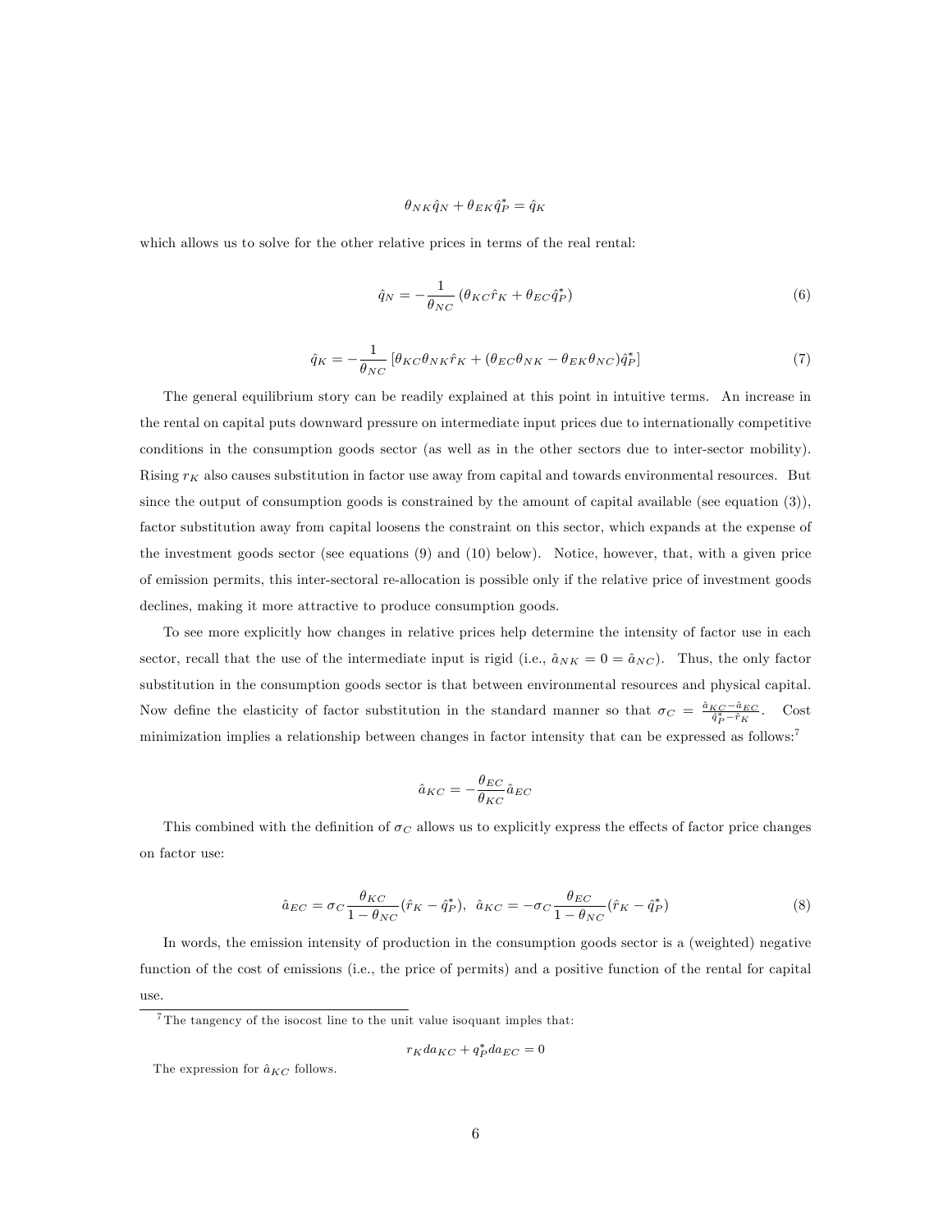$$\theta_{NK}\hat{q}_N + \theta_{EK}\hat{q}_P^* = \hat{q}_K$$

which allows us to solve for the other relative prices in terms of the real rental:

$$\hat{q}_N = -\frac{1}{\theta_{NC}}\left(\theta_{KC}\hat{r}_K + \theta_{EC}\hat{q}_P^*\right) \tag{6}$$

$$\hat{q}_K = -\frac{1}{\theta_{NC}}\left[\theta_{KC}\theta_{NK}\hat{r}_K + (\theta_{EC}\theta_{NK} - \theta_{EK}\theta_{NC})\hat{q}_P^*\right] \tag{7}$$

The general equilibrium story can be readily explained at this point in intuitive terms. An increase in the rental on capital puts downward pressure on intermediate input prices due to internationally competitive conditions in the consumption goods sector (as well as in the other sectors due to inter-sector mobility). Rising $r_K$ also causes substitution in factor use away from capital and towards environmental resources. But since the output of consumption goods is constrained by the amount of capital available (see equation (3)), factor substitution away from capital loosens the constraint on this sector, which expands at the expense of the investment goods sector (see equations (9) and (10) below). Notice, however, that, with a given price of emission permits, this inter-sectoral re-allocation is possible only if the relative price of investment goods declines, making it more attractive to produce consumption goods.

To see more explicitly how changes in relative prices help determine the intensity of factor use in each sector, recall that the use of the intermediate input is rigid (i.e., $\hat{a}_{NK} = 0 = \hat{a}_{NC}$). Thus, the only factor substitution in the consumption goods sector is that between environmental resources and physical capital. Now define the elasticity of factor substitution in the standard manner so that $\sigma_C = \frac{\hat{a}_{KC} - \hat{a}_{EC}}{\hat{q}_P^* - \hat{r}_K}$. Cost minimization implies a relationship between changes in factor intensity that can be expressed as follows:[7]

$$\hat{a}_{KC} = -\frac{\theta_{EC}}{\theta_{KC}}\hat{a}_{EC}$$

This combined with the definition of $\sigma_C$ allows us to explicitly express the effects of factor price changes on factor use:

$$\hat{a}_{EC} = \sigma_C \frac{\theta_{KC}}{1 - \theta_{NC}}(\hat{r}_K - \hat{q}_P^*), \;\; \hat{a}_{KC} = -\sigma_C \frac{\theta_{EC}}{1 - \theta_{NC}}(\hat{r}_K - \hat{q}_P^*) \tag{8}$$

In words, the emission intensity of production in the consumption goods sector is a (weighted) negative function of the cost of emissions (i.e., the price of permits) and a positive function of the rental for capital use.

---

[7] The tangency of the isocost line to the unit value isoquant imples that:

$$r_K da_{KC} + q_P^* da_{EC} = 0$$

The expression for $\hat{a}_{KC}$ follows.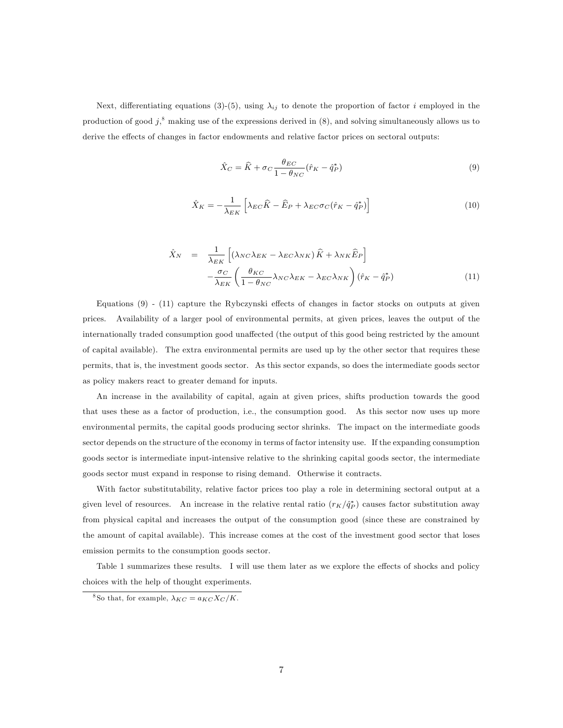Next, differentiating equations (3)-(5), using $\lambda_{ij}$ to denote the proportion of factor $i$ employed in the production of good $j$,[8] making use of the expressions derived in (8), and solving simultaneously allows us to derive the effects of changes in factor endowments and relative factor prices on sectoral outputs:

$$\hat{X}_C = \widehat{K} + \sigma_C \frac{\theta_{EC}}{1-\theta_{NC}}(\hat{r}_K - \hat{q}_P^*) \tag{9}$$

$$\hat{X}_K = -\frac{1}{\lambda_{EK}}\left[\lambda_{EC}\widehat{K} - \widehat{E}_P + \lambda_{EC}\sigma_C(\hat{r}_K - \hat{q}_P^*)\right] \tag{10}$$

$$\begin{aligned}\hat{X}_N &= \frac{1}{\lambda_{EK}}\left[\left(\lambda_{NC}\lambda_{EK} - \lambda_{EC}\lambda_{NK}\right)\widehat{K} + \lambda_{NK}\widehat{E}_P\right] \\ &\quad -\frac{\sigma_C}{\lambda_{EK}}\left(\frac{\theta_{KC}}{1-\theta_{NC}}\lambda_{NC}\lambda_{EK} - \lambda_{EC}\lambda_{NK}\right)(\hat{r}_K - \hat{q}_P^*)\end{aligned} \tag{11}$$

Equations (9) - (11) capture the Rybczynski effects of changes in factor stocks on outputs at given prices. Availability of a larger pool of environmental permits, at given prices, leaves the output of the internationally traded consumption good unaffected (the output of this good being restricted by the amount of capital available). The extra environmental permits are used up by the other sector that requires these permits, that is, the investment goods sector. As this sector expands, so does the intermediate goods sector as policy makers react to greater demand for inputs.

An increase in the availability of capital, again at given prices, shifts production towards the good that uses these as a factor of production, i.e., the consumption good. As this sector now uses up more environmental permits, the capital goods producing sector shrinks. The impact on the intermediate goods sector depends on the structure of the economy in terms of factor intensity use. If the expanding consumption goods sector is intermediate input-intensive relative to the shrinking capital goods sector, the intermediate goods sector must expand in response to rising demand. Otherwise it contracts.

With factor substitutability, relative factor prices too play a role in determining sectoral output at a given level of resources. An increase in the relative rental ratio ($r_K/\hat{q}_P^*$) causes factor substitution away from physical capital and increases the output of the consumption good (since these are constrained by the amount of capital available). This increase comes at the cost of the investment good sector that loses emission permits to the consumption goods sector.

Table 1 summarizes these results. I will use them later as we explore the effects of shocks and policy choices with the help of thought experiments.

[8] So that, for example, $\lambda_{KC} = a_{KC}X_C/K$.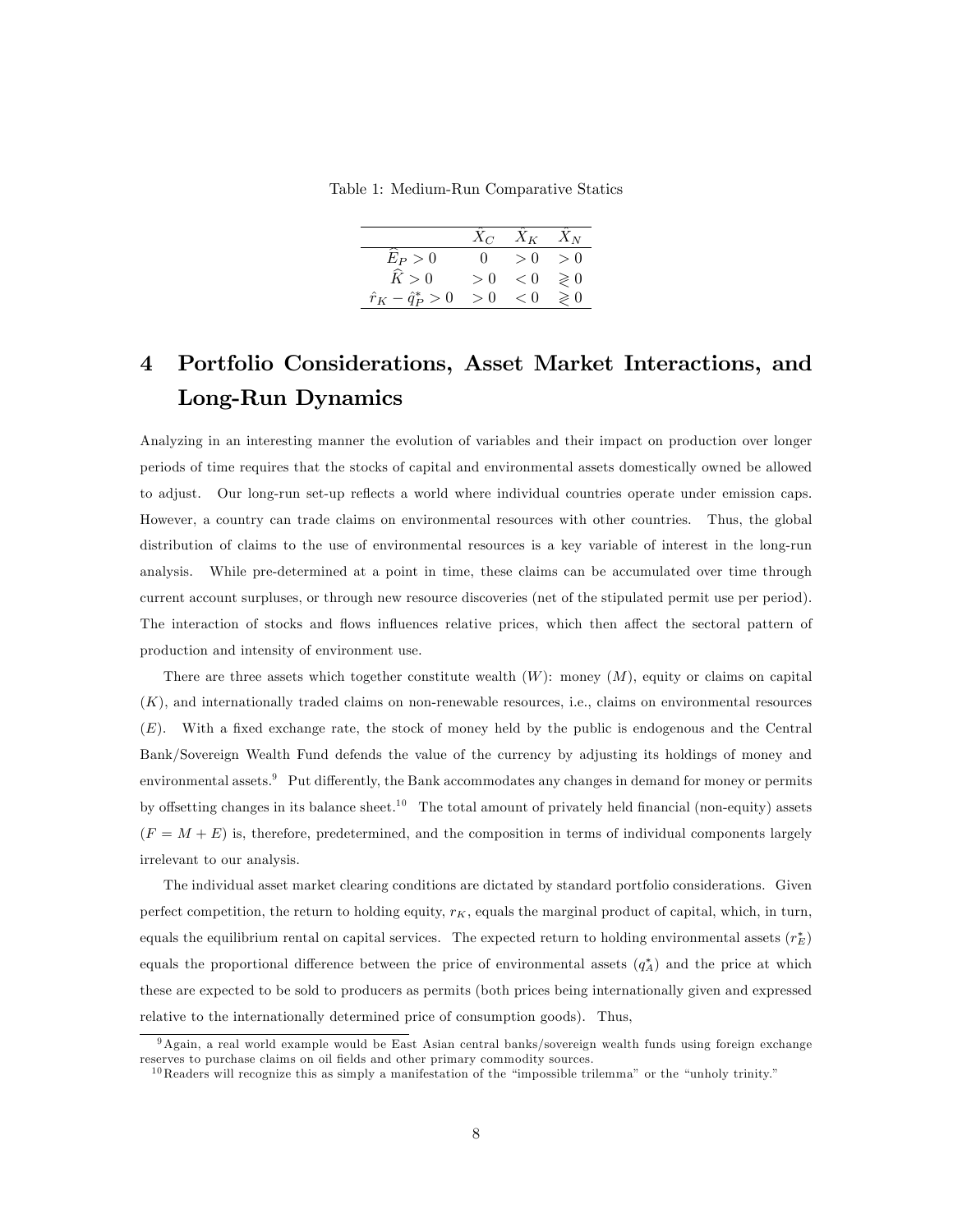Table 1: Medium-Run Comparative Statics

| | $\hat{X}_C$ | $\hat{X}_K$ | $\hat{X}_N$ |
|---|---|---|---|
| $\widehat{E}_P > 0$ | 0 | $> 0$ | $> 0$ |
| $\widehat{K} > 0$ | $> 0$ | $< 0$ | $\gtrless 0$ |
| $\hat{r}_K - \hat{q}^*_P > 0$ | $> 0$ | $< 0$ | $\gtrless 0$ |

# 4 Portfolio Considerations, Asset Market Interactions, and Long-Run Dynamics

Analyzing in an interesting manner the evolution of variables and their impact on production over longer periods of time requires that the stocks of capital and environmental assets domestically owned be allowed to adjust. Our long-run set-up reflects a world where individual countries operate under emission caps. However, a country can trade claims on environmental resources with other countries. Thus, the global distribution of claims to the use of environmental resources is a key variable of interest in the long-run analysis. While pre-determined at a point in time, these claims can be accumulated over time through current account surpluses, or through new resource discoveries (net of the stipulated permit use per period). The interaction of stocks and flows influences relative prices, which then affect the sectoral pattern of production and intensity of environment use.

There are three assets which together constitute wealth ($W$): money ($M$), equity or claims on capital ($K$), and internationally traded claims on non-renewable resources, i.e., claims on environmental resources ($E$). With a fixed exchange rate, the stock of money held by the public is endogenous and the Central Bank/Sovereign Wealth Fund defends the value of the currency by adjusting its holdings of money and environmental assets.[9] Put differently, the Bank accommodates any changes in demand for money or permits by offsetting changes in its balance sheet.[10] The total amount of privately held financial (non-equity) assets ($F = M + E$) is, therefore, predetermined, and the composition in terms of individual components largely irrelevant to our analysis.

The individual asset market clearing conditions are dictated by standard portfolio considerations. Given perfect competition, the return to holding equity, $r_K$, equals the marginal product of capital, which, in turn, equals the equilibrium rental on capital services. The expected return to holding environmental assets ($r^*_E$) equals the proportional difference between the price of environmental assets ($q^*_A$) and the price at which these are expected to be sold to producers as permits (both prices being internationally given and expressed relative to the internationally determined price of consumption goods). Thus,

[9] Again, a real world example would be East Asian central banks/sovereign wealth funds using foreign exchange reserves to purchase claims on oil fields and other primary commodity sources.

[10] Readers will recognize this as simply a manifestation of the "impossible trilemma" or the "unholy trinity."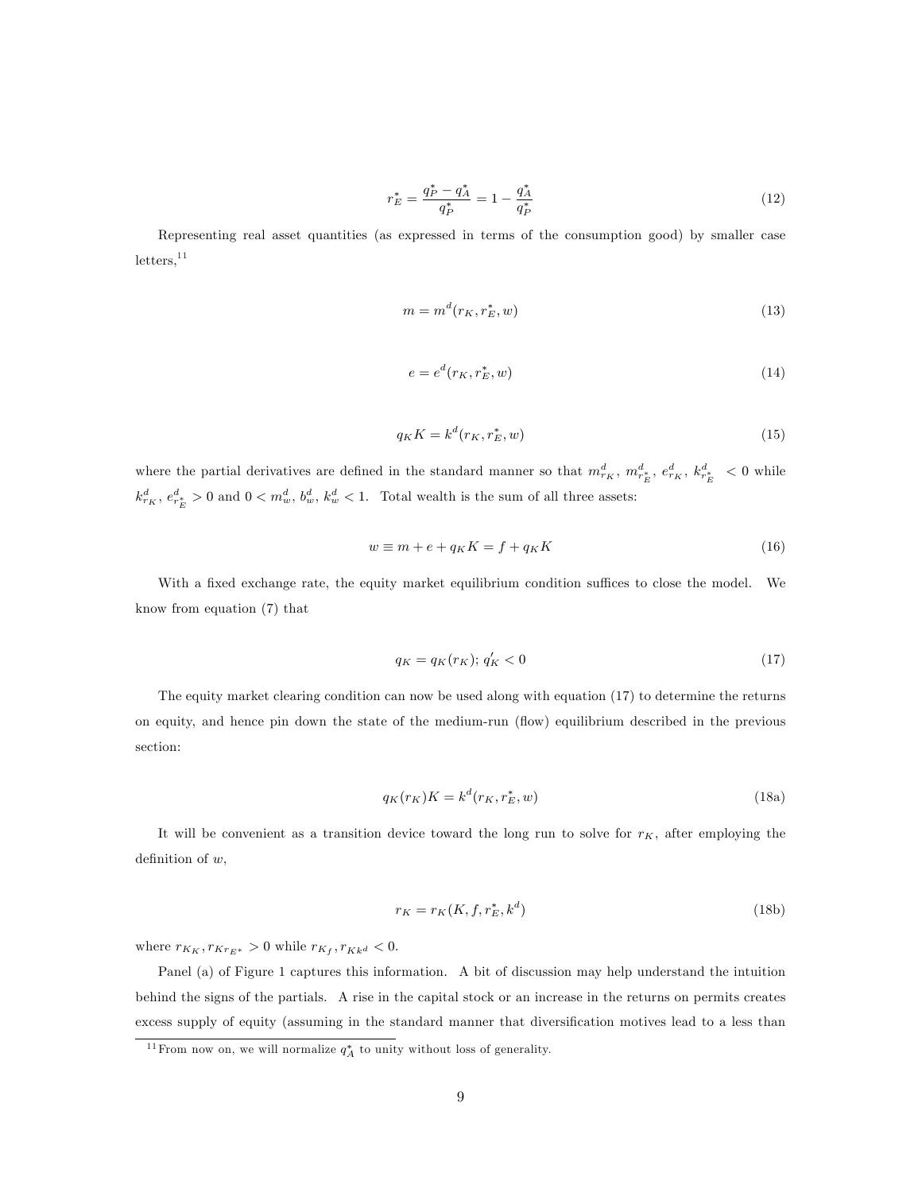$$r_E^* = \frac{q_P^* - q_A^*}{q_P^*} = 1 - \frac{q_A^*}{q_P^*} \tag{12}$$

Representing real asset quantities (as expressed in terms of the consumption good) by smaller case letters,[11]

$$m = m^d(r_K, r_E^*, w) \tag{13}$$

$$e = e^d(r_K, r_E^*, w) \tag{14}$$

$$q_K K = k^d(r_K, r_E^*, w) \tag{15}$$

where the partial derivatives are defined in the standard manner so that $m^d_{r_K},\ m^d_{r_E^*},\ e^d_{r_K},\ k^d_{r_E^*} \ < 0$ while $k^d_{r_K},\ e^d_{r_E^*} > 0$ and $0 < m^d_w,\ b^d_w,\ k^d_w < 1$. Total wealth is the sum of all three assets:

$$w \equiv m + e + q_K K = f + q_K K \tag{16}$$

With a fixed exchange rate, the equity market equilibrium condition suffices to close the model. We know from equation (7) that

$$q_K = q_K(r_K);\ q_K' < 0 \tag{17}$$

The equity market clearing condition can now be used along with equation (17) to determine the returns on equity, and hence pin down the state of the medium-run (flow) equilibrium described in the previous section:

$$q_K(r_K)K = k^d(r_K, r_E^*, w) \tag{18a}$$

It will be convenient as a transition device toward the long run to solve for $r_K$, after employing the definition of $w$,

$$r_K = r_K(K, f, r_E^*, k^d) \tag{18b}$$

where $r_{K_K}, r_{K r_{E^*}} > 0$ while $r_{K_f}, r_{K k^d} < 0$.

Panel (a) of Figure 1 captures this information. A bit of discussion may help understand the intuition behind the signs of the partials. A rise in the capital stock or an increase in the returns on permits creates excess supply of equity (assuming in the standard manner that diversification motives lead to a less than

[11] From now on, we will normalize $q_A^*$ to unity without loss of generality.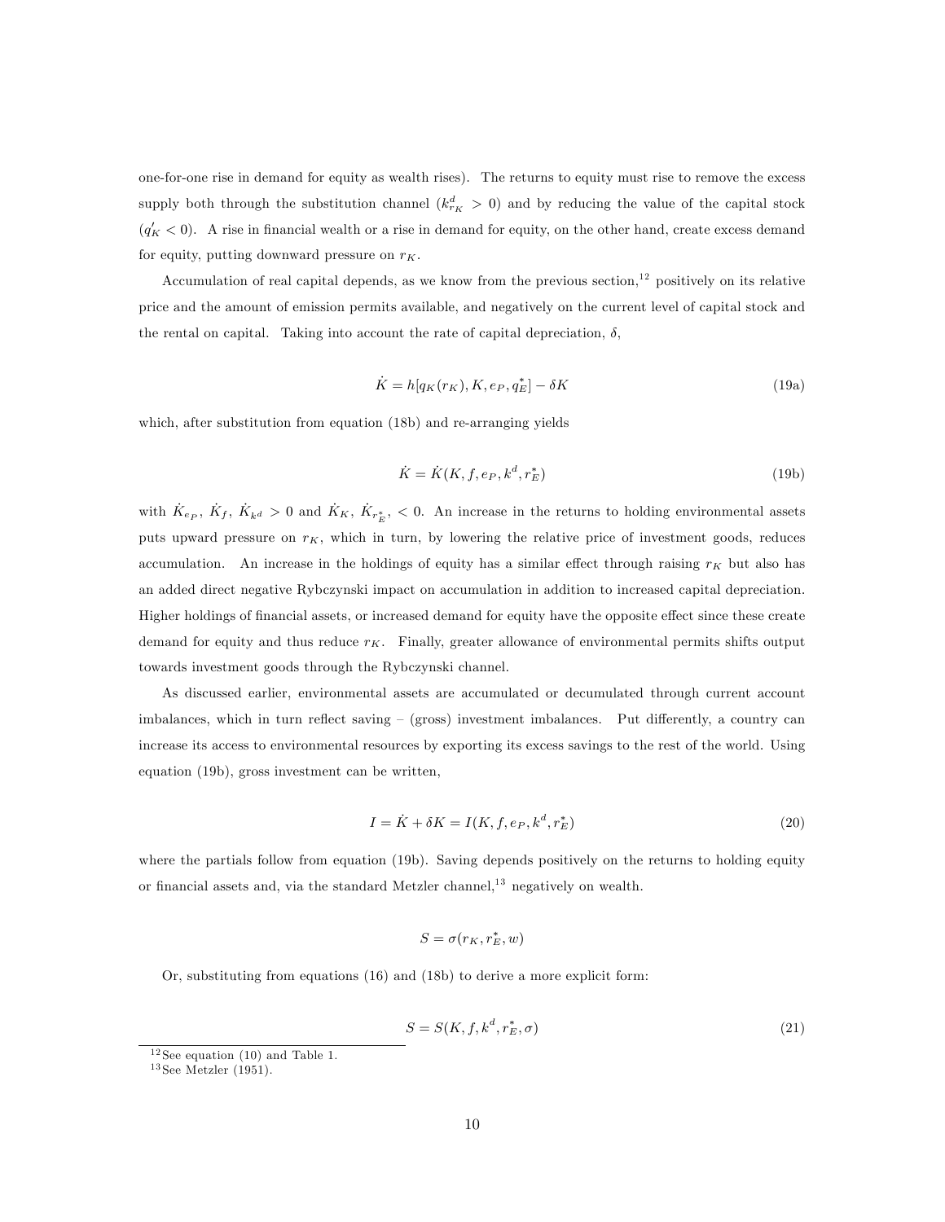one-for-one rise in demand for equity as wealth rises). The returns to equity must rise to remove the excess supply both through the substitution channel ($k^d_{r_K} > 0$) and by reducing the value of the capital stock ($q'_K < 0$). A rise in financial wealth or a rise in demand for equity, on the other hand, create excess demand for equity, putting downward pressure on $r_K$.

Accumulation of real capital depends, as we know from the previous section,[12] positively on its relative price and the amount of emission permits available, and negatively on the current level of capital stock and the rental on capital. Taking into account the rate of capital depreciation, $\delta$,

$$\dot{K} = h[q_K(r_K), K, e_P, q^*_E] - \delta K \tag{19a}$$

which, after substitution from equation (18b) and re-arranging yields

$$\dot{K} = \dot{K}(K, f, e_P, k^d, r^*_E) \tag{19b}$$

with $\dot{K}_{e_P}$, $\dot{K}_f$, $\dot{K}_{k^d} > 0$ and $\dot{K}_K$, $\dot{K}_{r^*_E}$, $< 0$. An increase in the returns to holding environmental assets puts upward pressure on $r_K$, which in turn, by lowering the relative price of investment goods, reduces accumulation. An increase in the holdings of equity has a similar effect through raising $r_K$ but also has an added direct negative Rybczynski impact on accumulation in addition to increased capital depreciation. Higher holdings of financial assets, or increased demand for equity have the opposite effect since these create demand for equity and thus reduce $r_K$. Finally, greater allowance of environmental permits shifts output towards investment goods through the Rybczynski channel.

As discussed earlier, environmental assets are accumulated or decumulated through current account imbalances, which in turn reflect saving – (gross) investment imbalances. Put differently, a country can increase its access to environmental resources by exporting its excess savings to the rest of the world. Using equation (19b), gross investment can be written,

$$I = \dot{K} + \delta K = I(K, f, e_P, k^d, r^*_E) \tag{20}$$

where the partials follow from equation (19b). Saving depends positively on the returns to holding equity or financial assets and, via the standard Metzler channel,[13] negatively on wealth.

$$S = \sigma(r_K, r^*_E, w)$$

Or, substituting from equations (16) and (18b) to derive a more explicit form:

$$S = S(K, f, k^d, r^*_E, \sigma) \tag{21}$$

[12] See equation (10) and Table 1.

[13] See Metzler (1951).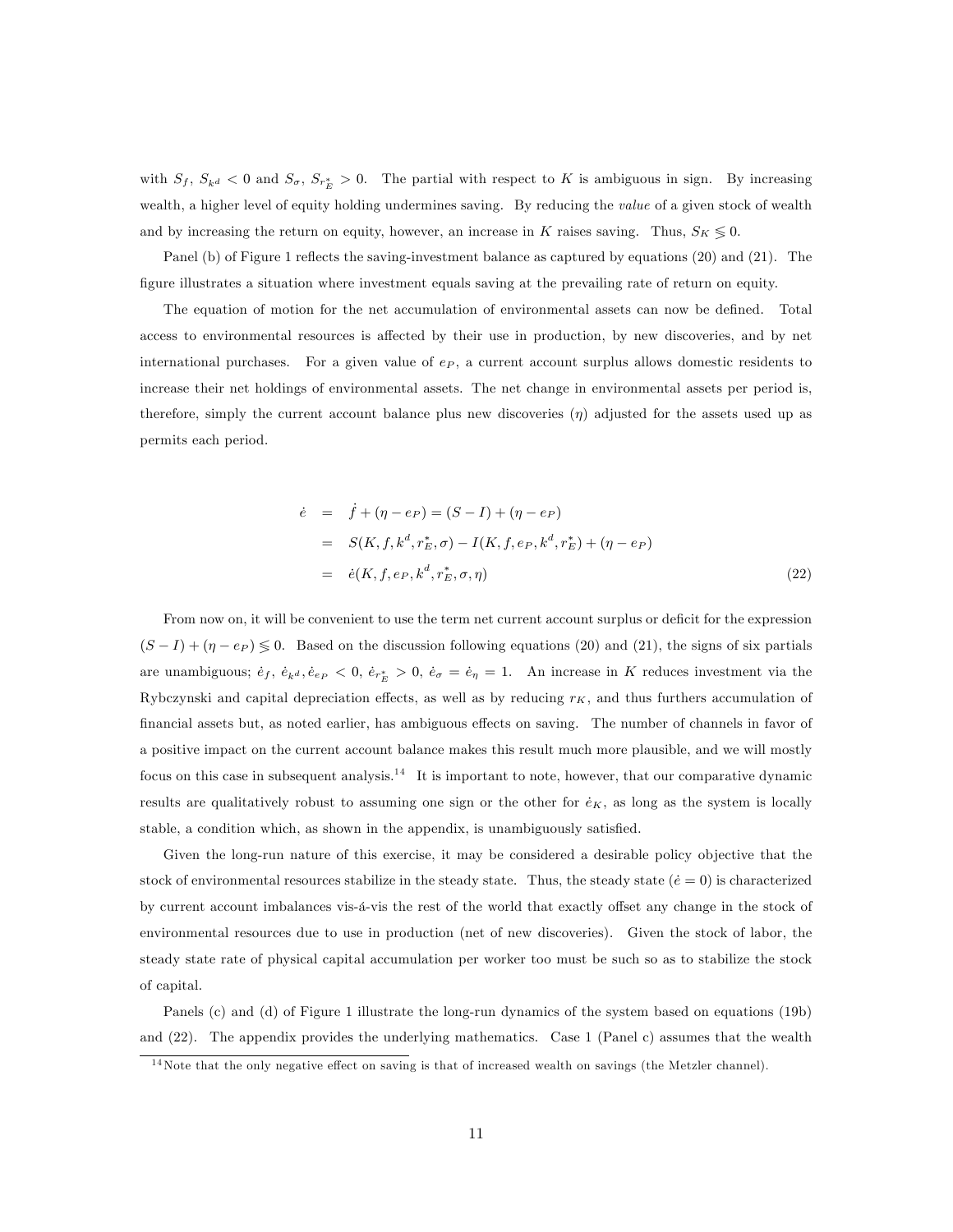with $S_f$, $S_{k^d} < 0$ and $S_\sigma$, $S_{r_E^*} > 0$. The partial with respect to $K$ is ambiguous in sign. By increasing wealth, a higher level of equity holding undermines saving. By reducing the *value* of a given stock of wealth and by increasing the return on equity, however, an increase in $K$ raises saving. Thus, $S_K \lessgtr 0$.

Panel (b) of Figure 1 reflects the saving-investment balance as captured by equations (20) and (21). The figure illustrates a situation where investment equals saving at the prevailing rate of return on equity.

The equation of motion for the net accumulation of environmental assets can now be defined. Total access to environmental resources is affected by their use in production, by new discoveries, and by net international purchases. For a given value of $e_P$, a current account surplus allows domestic residents to increase their net holdings of environmental assets. The net change in environmental assets per period is, therefore, simply the current account balance plus new discoveries ($\eta$) adjusted for the assets used up as permits each period.

$$
\begin{aligned}
\dot{e} &= \dot{f} + (\eta - e_P) = (S - I) + (\eta - e_P) \\
&= S(K, f, k^d, r_E^*, \sigma) - I(K, f, e_P, k^d, r_E^*) + (\eta - e_P) \\
&= \dot{e}(K, f, e_P, k^d, r_E^*, \sigma, \eta) \qquad (22)
\end{aligned}
$$

From now on, it will be convenient to use the term net current account surplus or deficit for the expression $(S - I) + (\eta - e_P) \lessgtr 0$. Based on the discussion following equations (20) and (21), the signs of six partials are unambiguous; $\dot{e}_f$, $\dot{e}_{k^d}, \dot{e}_{e_P} < 0$, $\dot{e}_{r_E^*} > 0$, $\dot{e}_\sigma = \dot{e}_\eta = 1$. An increase in $K$ reduces investment via the Rybczynski and capital depreciation effects, as well as by reducing $r_K$, and thus furthers accumulation of financial assets but, as noted earlier, has ambiguous effects on saving. The number of channels in favor of a positive impact on the current account balance makes this result much more plausible, and we will mostly focus on this case in subsequent analysis.[14] It is important to note, however, that our comparative dynamic results are qualitatively robust to assuming one sign or the other for $\dot{e}_K$, as long as the system is locally stable, a condition which, as shown in the appendix, is unambiguously satisfied.

Given the long-run nature of this exercise, it may be considered a desirable policy objective that the stock of environmental resources stabilize in the steady state. Thus, the steady state ($\dot{e} = 0$) is characterized by current account imbalances vis-á-vis the rest of the world that exactly offset any change in the stock of environmental resources due to use in production (net of new discoveries). Given the stock of labor, the steady state rate of physical capital accumulation per worker too must be such so as to stabilize the stock of capital.

Panels (c) and (d) of Figure 1 illustrate the long-run dynamics of the system based on equations (19b) and (22). The appendix provides the underlying mathematics. Case 1 (Panel c) assumes that the wealth

[14] Note that the only negative effect on saving is that of increased wealth on savings (the Metzler channel).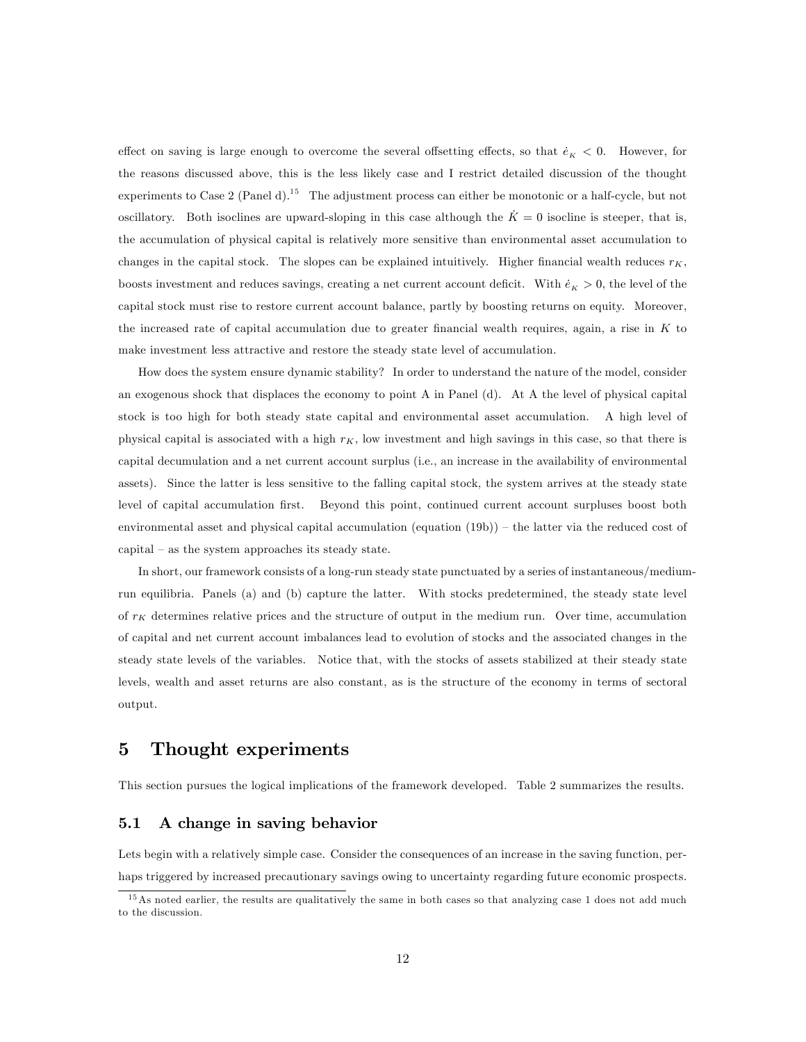effect on saving is large enough to overcome the several offsetting effects, so that $\dot{e}_K < 0$. However, for the reasons discussed above, this is the less likely case and I restrict detailed discussion of the thought experiments to Case 2 (Panel d).[15] The adjustment process can either be monotonic or a half-cycle, but not oscillatory. Both isoclines are upward-sloping in this case although the $\dot{K} = 0$ isocline is steeper, that is, the accumulation of physical capital is relatively more sensitive than environmental asset accumulation to changes in the capital stock. The slopes can be explained intuitively. Higher financial wealth reduces $r_K$, boosts investment and reduces savings, creating a net current account deficit. With $\dot{e}_K > 0$, the level of the capital stock must rise to restore current account balance, partly by boosting returns on equity. Moreover, the increased rate of capital accumulation due to greater financial wealth requires, again, a rise in $K$ to make investment less attractive and restore the steady state level of accumulation.

How does the system ensure dynamic stability? In order to understand the nature of the model, consider an exogenous shock that displaces the economy to point A in Panel (d). At A the level of physical capital stock is too high for both steady state capital and environmental asset accumulation. A high level of physical capital is associated with a high $r_K$, low investment and high savings in this case, so that there is capital decumulation and a net current account surplus (i.e., an increase in the availability of environmental assets). Since the latter is less sensitive to the falling capital stock, the system arrives at the steady state level of capital accumulation first. Beyond this point, continued current account surpluses boost both environmental asset and physical capital accumulation (equation (19b)) – the latter via the reduced cost of capital – as the system approaches its steady state.

In short, our framework consists of a long-run steady state punctuated by a series of instantaneous/medium-run equilibria. Panels (a) and (b) capture the latter. With stocks predetermined, the steady state level of $r_K$ determines relative prices and the structure of output in the medium run. Over time, accumulation of capital and net current account imbalances lead to evolution of stocks and the associated changes in the steady state levels of the variables. Notice that, with the stocks of assets stabilized at their steady state levels, wealth and asset returns are also constant, as is the structure of the economy in terms of sectoral output.

# 5 Thought experiments

This section pursues the logical implications of the framework developed. Table 2 summarizes the results.

## 5.1 A change in saving behavior

Lets begin with a relatively simple case. Consider the consequences of an increase in the saving function, perhaps triggered by increased precautionary savings owing to uncertainty regarding future economic prospects.

[15] As noted earlier, the results are qualitatively the same in both cases so that analyzing case 1 does not add much to the discussion.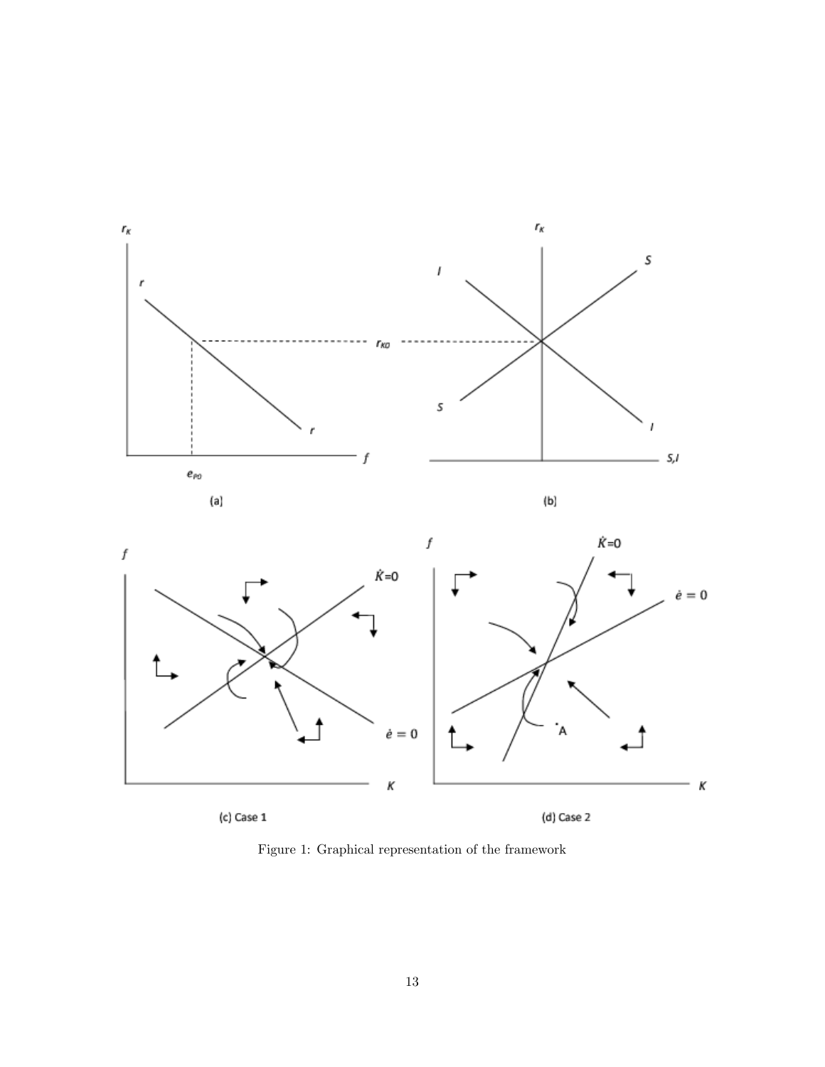Figure 1: Graphical representation of the framework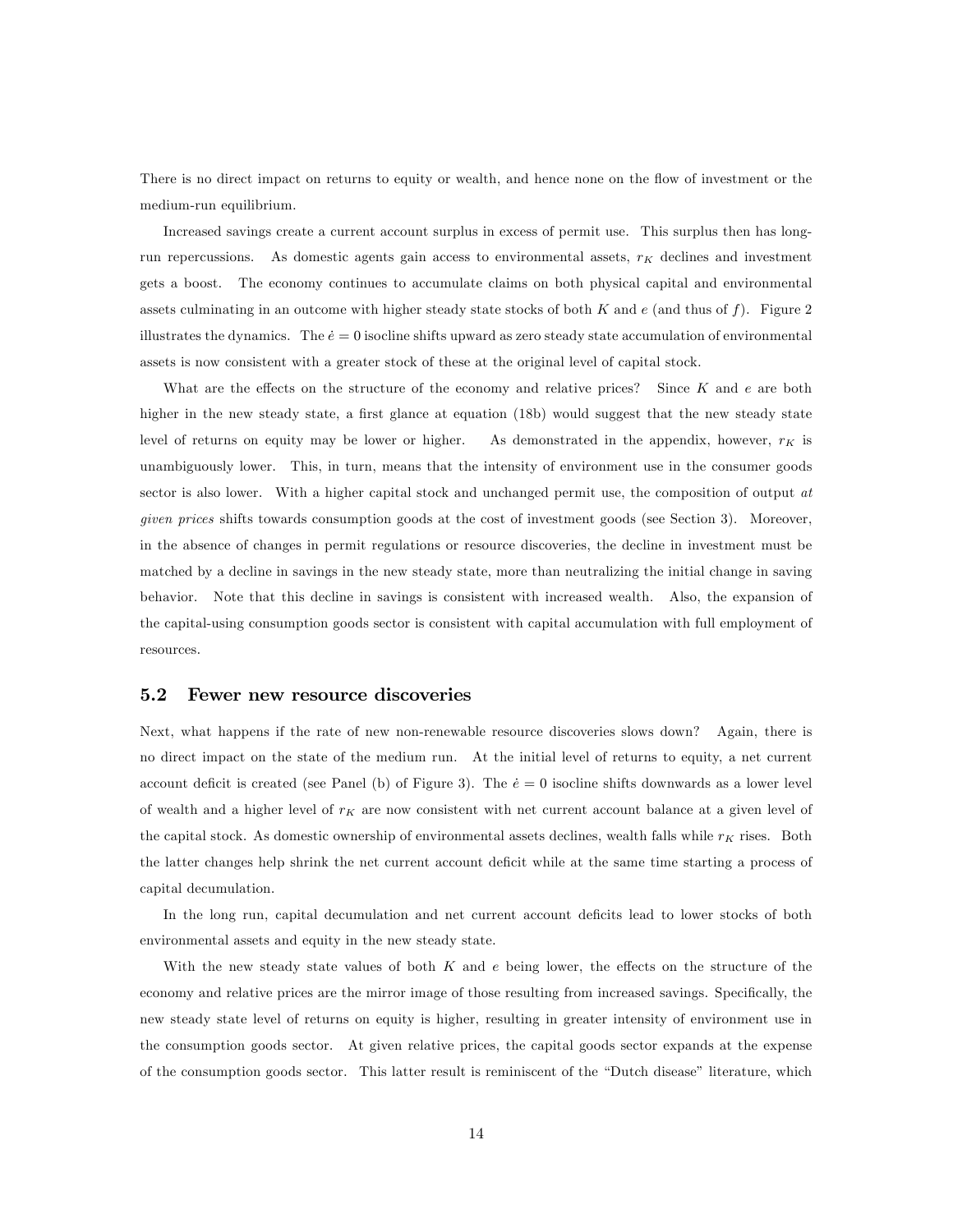There is no direct impact on returns to equity or wealth, and hence none on the flow of investment or the medium-run equilibrium.

Increased savings create a current account surplus in excess of permit use. This surplus then has long-run repercussions. As domestic agents gain access to environmental assets, $r_K$ declines and investment gets a boost. The economy continues to accumulate claims on both physical capital and environmental assets culminating in an outcome with higher steady state stocks of both $K$ and $e$ (and thus of $f$). Figure 2 illustrates the dynamics. The $\dot{e} = 0$ isocline shifts upward as zero steady state accumulation of environmental assets is now consistent with a greater stock of these at the original level of capital stock.

What are the effects on the structure of the economy and relative prices? Since $K$ and $e$ are both higher in the new steady state, a first glance at equation (18b) would suggest that the new steady state level of returns on equity may be lower or higher. As demonstrated in the appendix, however, $r_K$ is unambiguously lower. This, in turn, means that the intensity of environment use in the consumer goods sector is also lower. With a higher capital stock and unchanged permit use, the composition of output *at given prices* shifts towards consumption goods at the cost of investment goods (see Section 3). Moreover, in the absence of changes in permit regulations or resource discoveries, the decline in investment must be matched by a decline in savings in the new steady state, more than neutralizing the initial change in saving behavior. Note that this decline in savings is consistent with increased wealth. Also, the expansion of the capital-using consumption goods sector is consistent with capital accumulation with full employment of resources.

## 5.2 Fewer new resource discoveries

Next, what happens if the rate of new non-renewable resource discoveries slows down? Again, there is no direct impact on the state of the medium run. At the initial level of returns to equity, a net current account deficit is created (see Panel (b) of Figure 3). The $\dot{e} = 0$ isocline shifts downwards as a lower level of wealth and a higher level of $r_K$ are now consistent with net current account balance at a given level of the capital stock. As domestic ownership of environmental assets declines, wealth falls while $r_K$ rises. Both the latter changes help shrink the net current account deficit while at the same time starting a process of capital decumulation.

In the long run, capital decumulation and net current account deficits lead to lower stocks of both environmental assets and equity in the new steady state.

With the new steady state values of both $K$ and $e$ being lower, the effects on the structure of the economy and relative prices are the mirror image of those resulting from increased savings. Specifically, the new steady state level of returns on equity is higher, resulting in greater intensity of environment use in the consumption goods sector. At given relative prices, the capital goods sector expands at the expense of the consumption goods sector. This latter result is reminiscent of the "Dutch disease" literature, which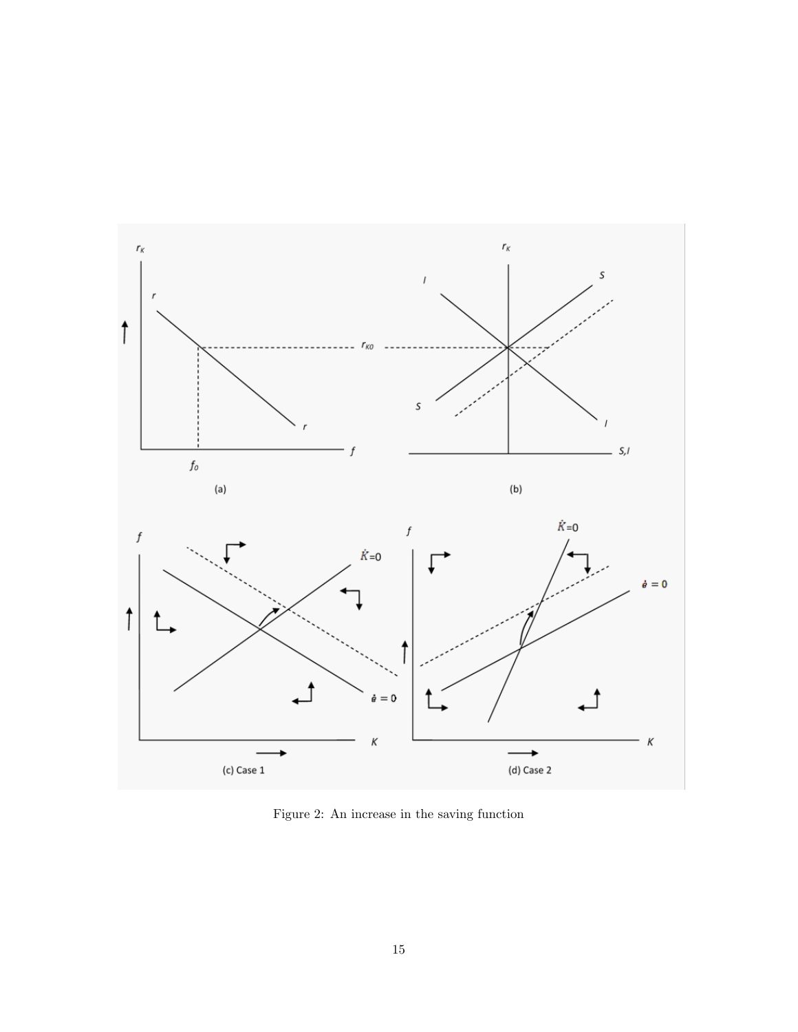Figure 2: An increase in the saving function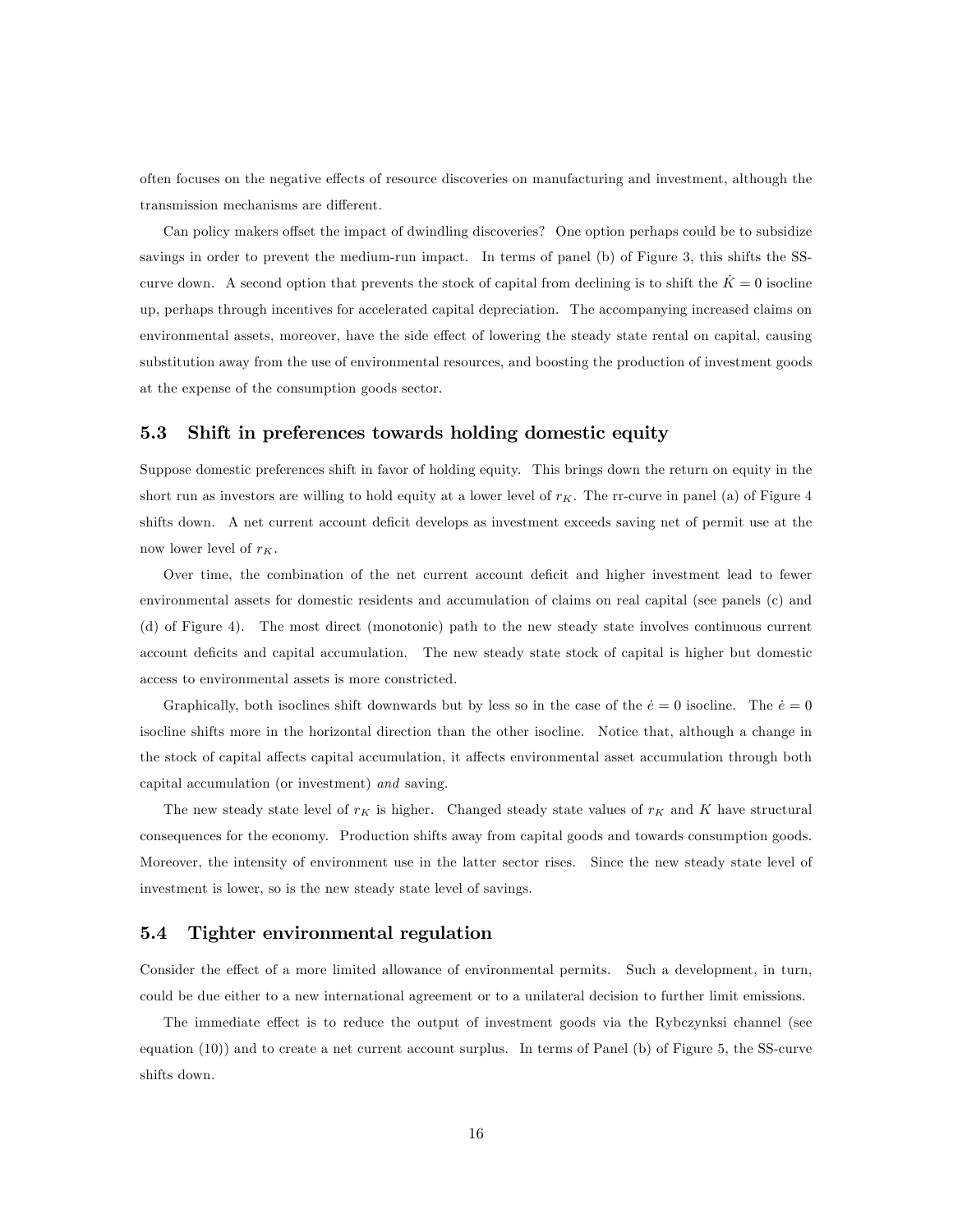often focuses on the negative effects of resource discoveries on manufacturing and investment, although the transmission mechanisms are different.

Can policy makers offset the impact of dwindling discoveries? One option perhaps could be to subsidize savings in order to prevent the medium-run impact. In terms of panel (b) of Figure 3, this shifts the SS-curve down. A second option that prevents the stock of capital from declining is to shift the $\dot{K} = 0$ isocline up, perhaps through incentives for accelerated capital depreciation. The accompanying increased claims on environmental assets, moreover, have the side effect of lowering the steady state rental on capital, causing substitution away from the use of environmental resources, and boosting the production of investment goods at the expense of the consumption goods sector.

### 5.3 Shift in preferences towards holding domestic equity

Suppose domestic preferences shift in favor of holding equity. This brings down the return on equity in the short run as investors are willing to hold equity at a lower level of $r_K$. The rr-curve in panel (a) of Figure 4 shifts down. A net current account deficit develops as investment exceeds saving net of permit use at the now lower level of $r_K$.

Over time, the combination of the net current account deficit and higher investment lead to fewer environmental assets for domestic residents and accumulation of claims on real capital (see panels (c) and (d) of Figure 4). The most direct (monotonic) path to the new steady state involves continuous current account deficits and capital accumulation. The new steady state stock of capital is higher but domestic access to environmental assets is more constricted.

Graphically, both isoclines shift downwards but by less so in the case of the $\dot{e} = 0$ isocline. The $\dot{e} = 0$ isocline shifts more in the horizontal direction than the other isocline. Notice that, although a change in the stock of capital affects capital accumulation, it affects environmental asset accumulation through both capital accumulation (or investment) *and* saving.

The new steady state level of $r_K$ is higher. Changed steady state values of $r_K$ and $K$ have structural consequences for the economy. Production shifts away from capital goods and towards consumption goods. Moreover, the intensity of environment use in the latter sector rises. Since the new steady state level of investment is lower, so is the new steady state level of savings.

### 5.4 Tighter environmental regulation

Consider the effect of a more limited allowance of environmental permits. Such a development, in turn, could be due either to a new international agreement or to a unilateral decision to further limit emissions.

The immediate effect is to reduce the output of investment goods via the Rybczynksi channel (see equation (10)) and to create a net current account surplus. In terms of Panel (b) of Figure 5, the SS-curve shifts down.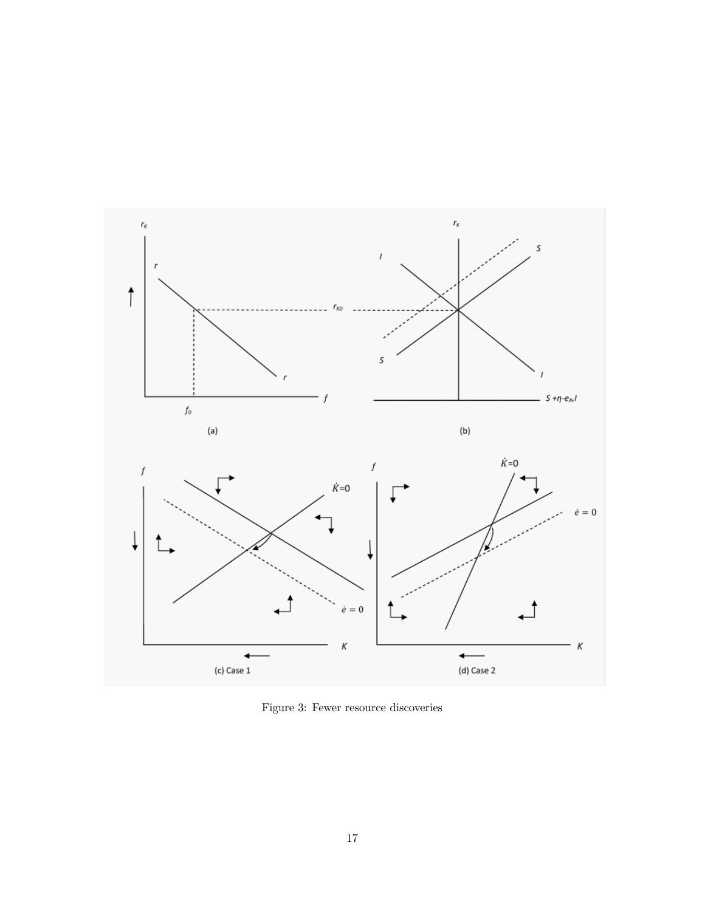Figure 3: Fewer resource discoveries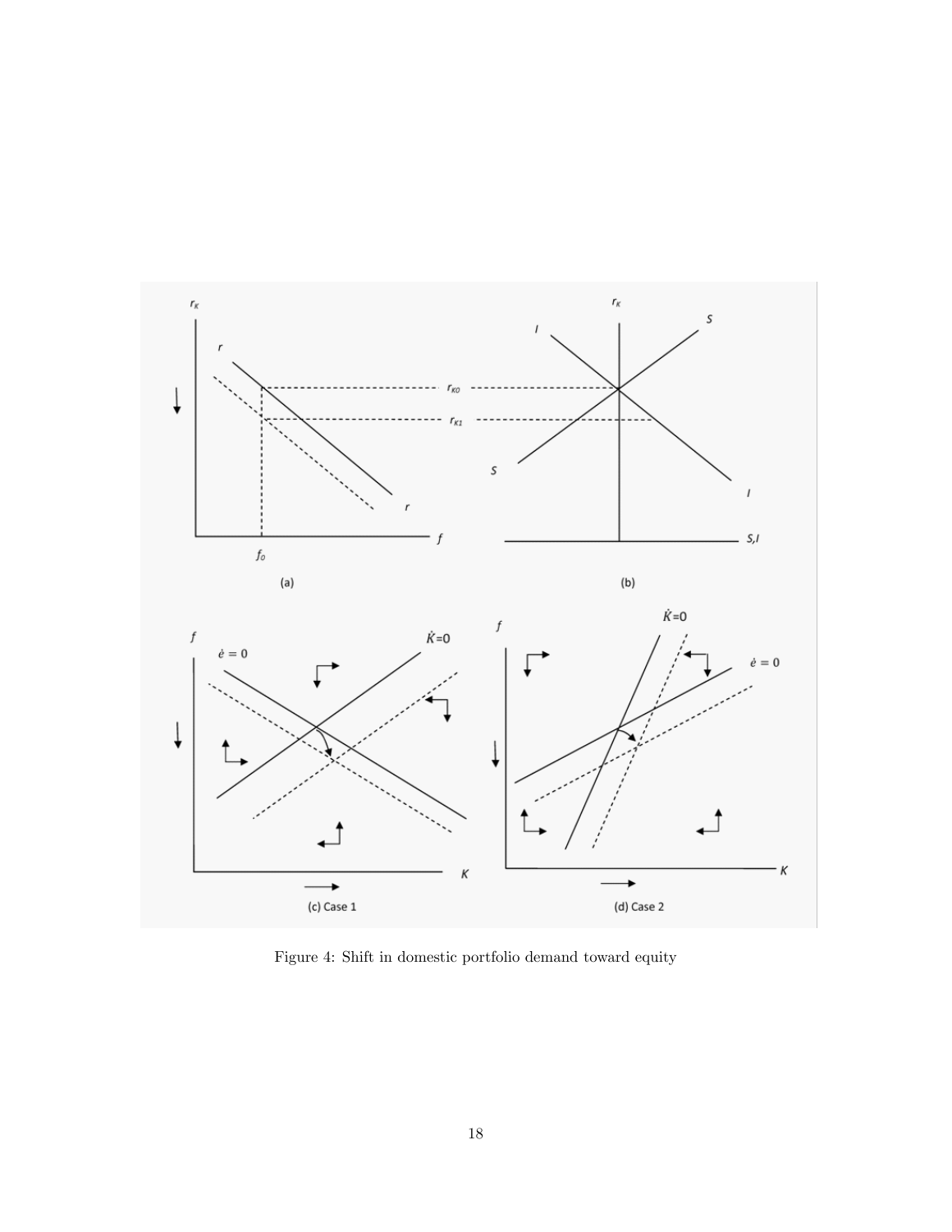Figure 4: Shift in domestic portfolio demand toward equity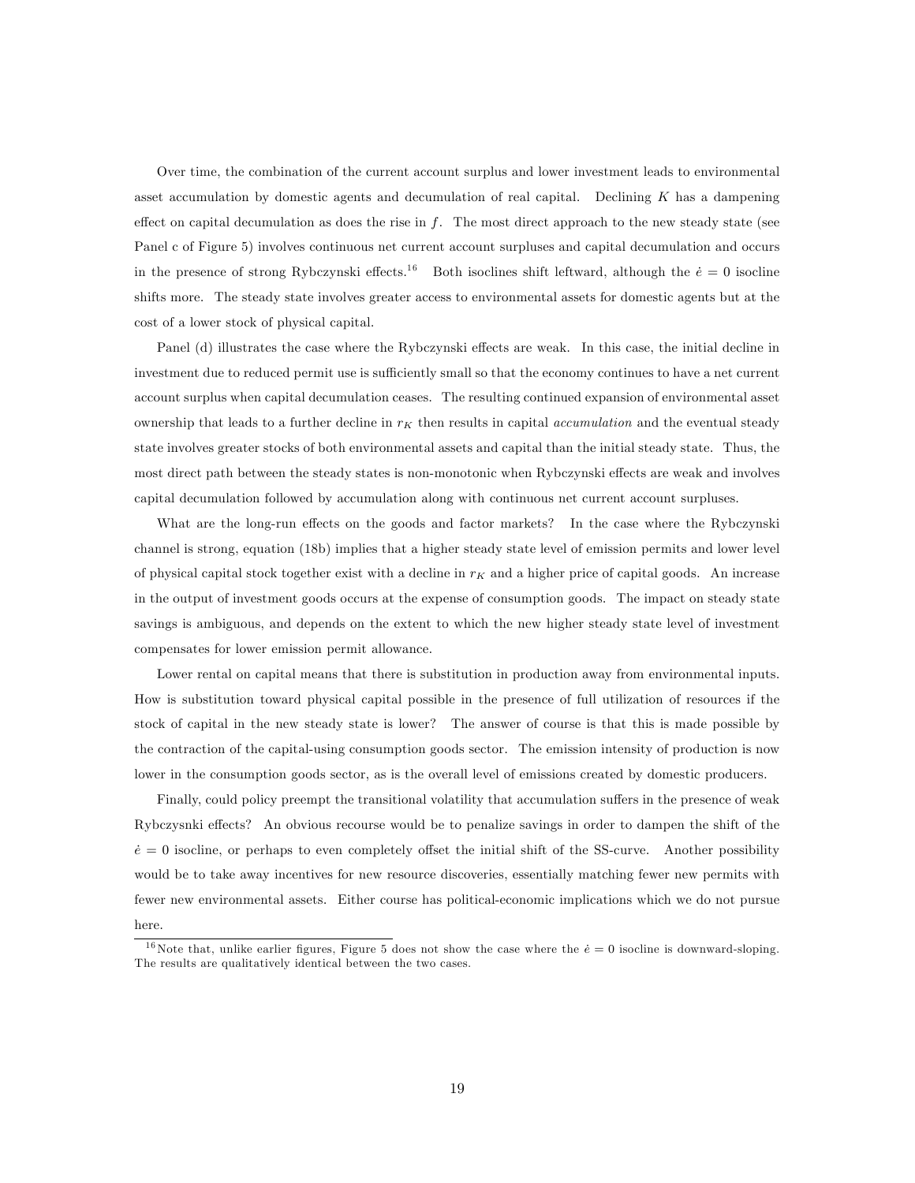Over time, the combination of the current account surplus and lower investment leads to environmental asset accumulation by domestic agents and decumulation of real capital. Declining $K$ has a dampening effect on capital decumulation as does the rise in $f$. The most direct approach to the new steady state (see Panel c of Figure 5) involves continuous net current account surpluses and capital decumulation and occurs in the presence of strong Rybczynski effects.[16] Both isoclines shift leftward, although the $\dot{e} = 0$ isocline shifts more. The steady state involves greater access to environmental assets for domestic agents but at the cost of a lower stock of physical capital.

Panel (d) illustrates the case where the Rybczynski effects are weak. In this case, the initial decline in investment due to reduced permit use is sufficiently small so that the economy continues to have a net current account surplus when capital decumulation ceases. The resulting continued expansion of environmental asset ownership that leads to a further decline in $r_K$ then results in capital *accumulation* and the eventual steady state involves greater stocks of both environmental assets and capital than the initial steady state. Thus, the most direct path between the steady states is non-monotonic when Rybczynski effects are weak and involves capital decumulation followed by accumulation along with continuous net current account surpluses.

What are the long-run effects on the goods and factor markets? In the case where the Rybczynski channel is strong, equation (18b) implies that a higher steady state level of emission permits and lower level of physical capital stock together exist with a decline in $r_K$ and a higher price of capital goods. An increase in the output of investment goods occurs at the expense of consumption goods. The impact on steady state savings is ambiguous, and depends on the extent to which the new higher steady state level of investment compensates for lower emission permit allowance.

Lower rental on capital means that there is substitution in production away from environmental inputs. How is substitution toward physical capital possible in the presence of full utilization of resources if the stock of capital in the new steady state is lower? The answer of course is that this is made possible by the contraction of the capital-using consumption goods sector. The emission intensity of production is now lower in the consumption goods sector, as is the overall level of emissions created by domestic producers.

Finally, could policy preempt the transitional volatility that accumulation suffers in the presence of weak Rybczysnki effects? An obvious recourse would be to penalize savings in order to dampen the shift of the $\dot{e} = 0$ isocline, or perhaps to even completely offset the initial shift of the SS-curve. Another possibility would be to take away incentives for new resource discoveries, essentially matching fewer new permits with fewer new environmental assets. Either course has political-economic implications which we do not pursue here.

[16] Note that, unlike earlier figures, Figure 5 does not show the case where the $\dot{e} = 0$ isocline is downward-sloping. The results are qualitatively identical between the two cases.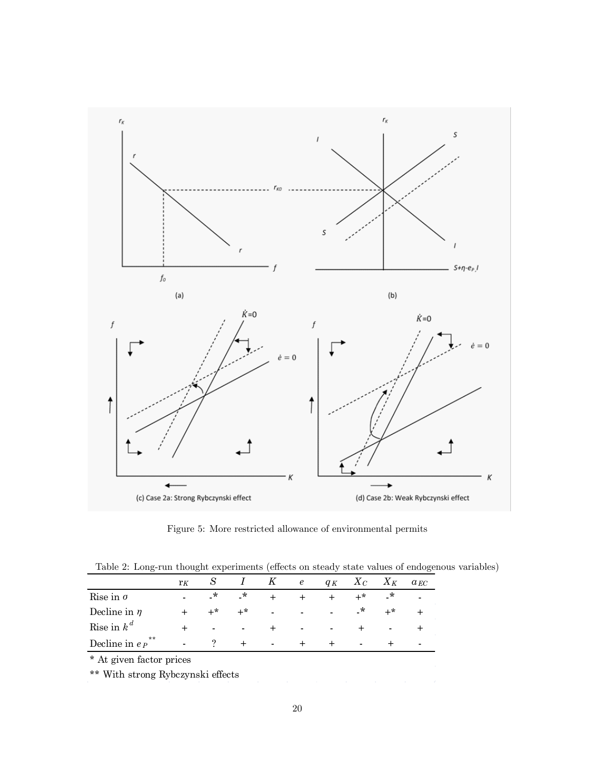Figure 5: More restricted allowance of environmental permits

Table 2: Long-run thought experiments (effects on steady state values of endogenous variables)

| | $r_K$ | $S$ | $I$ | $K$ | $e$ | $q_K$ | $X_C$ | $X_K$ | $a_{EC}$ |
|---|---|---|---|---|---|---|---|---|---|
| Rise in $\sigma$ | - | -* | -* | + | + | + | +* | -* | - |
| Decline in $\eta$ | + | +* | +* | - | - | - | -* | +* | + |
| Rise in $k^d$ | + | - | - | + | - | - | + | - | + |
| Decline in $e_P$ ** | - | ? | + | - | + | + | - | + | - |

\* At given factor prices

\*\* With strong Rybczynski effects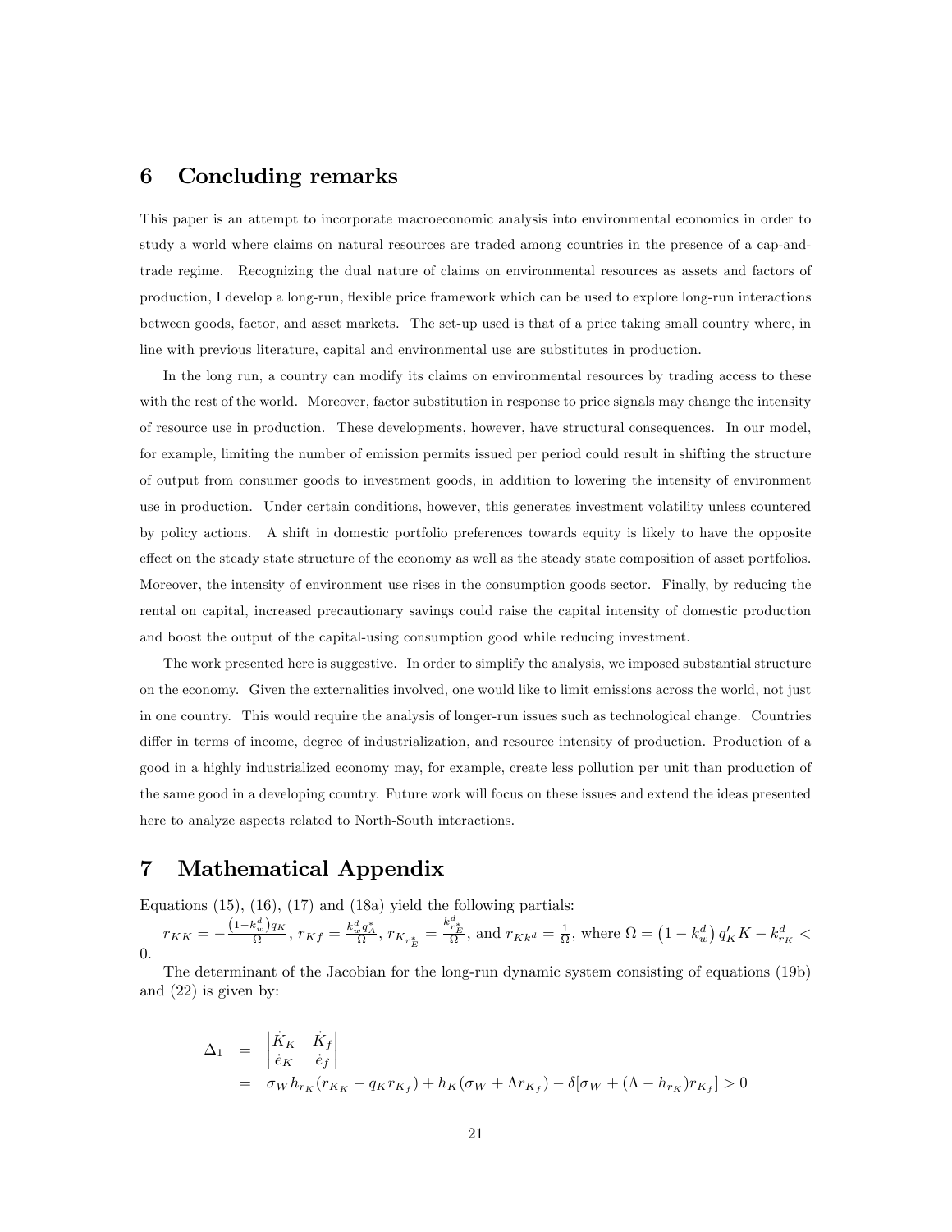## 6 Concluding remarks

This paper is an attempt to incorporate macroeconomic analysis into environmental economics in order to study a world where claims on natural resources are traded among countries in the presence of a cap-and-trade regime. Recognizing the dual nature of claims on environmental resources as assets and factors of production, I develop a long-run, flexible price framework which can be used to explore long-run interactions between goods, factor, and asset markets. The set-up used is that of a price taking small country where, in line with previous literature, capital and environmental use are substitutes in production.

In the long run, a country can modify its claims on environmental resources by trading access to these with the rest of the world. Moreover, factor substitution in response to price signals may change the intensity of resource use in production. These developments, however, have structural consequences. In our model, for example, limiting the number of emission permits issued per period could result in shifting the structure of output from consumer goods to investment goods, in addition to lowering the intensity of environment use in production. Under certain conditions, however, this generates investment volatility unless countered by policy actions. A shift in domestic portfolio preferences towards equity is likely to have the opposite effect on the steady state structure of the economy as well as the steady state composition of asset portfolios. Moreover, the intensity of environment use rises in the consumption goods sector. Finally, by reducing the rental on capital, increased precautionary savings could raise the capital intensity of domestic production and boost the output of the capital-using consumption good while reducing investment.

The work presented here is suggestive. In order to simplify the analysis, we imposed substantial structure on the economy. Given the externalities involved, one would like to limit emissions across the world, not just in one country. This would require the analysis of longer-run issues such as technological change. Countries differ in terms of income, degree of industrialization, and resource intensity of production. Production of a good in a highly industrialized economy may, for example, create less pollution per unit than production of the same good in a developing country. Future work will focus on these issues and extend the ideas presented here to analyze aspects related to North-South interactions.

## 7 Mathematical Appendix

Equations (15), (16), (17) and (18a) yield the following partials:

$r_{KK} = -\frac{(1-k_w^d)q_K}{\Omega}$, $r_{Kf} = \frac{k_w^d q_A^*}{\Omega}$, $r_{K_{r_E^*}} = \frac{k_{r_E^*}^d}{\Omega}$, and $r_{Kk^d} = \frac{1}{\Omega}$, where $\Omega = \left(1-k_w^d\right) q_K' K - k_{r_K}^d < 0$.

The determinant of the Jacobian for the long-run dynamic system consisting of equations (19b) and (22) is given by:

$$
\begin{aligned}
\Delta_1 &= \begin{vmatrix} \dot{K}_K & \dot{K}_f \\ \dot{e}_K & \dot{e}_f \end{vmatrix} \\
&= \sigma_W h_{r_K}(r_{K_K} - q_K r_{K_f}) + h_K(\sigma_W + \Lambda r_{K_f}) - \delta[\sigma_W + (\Lambda - h_{r_K}) r_{K_f}] > 0
\end{aligned}
$$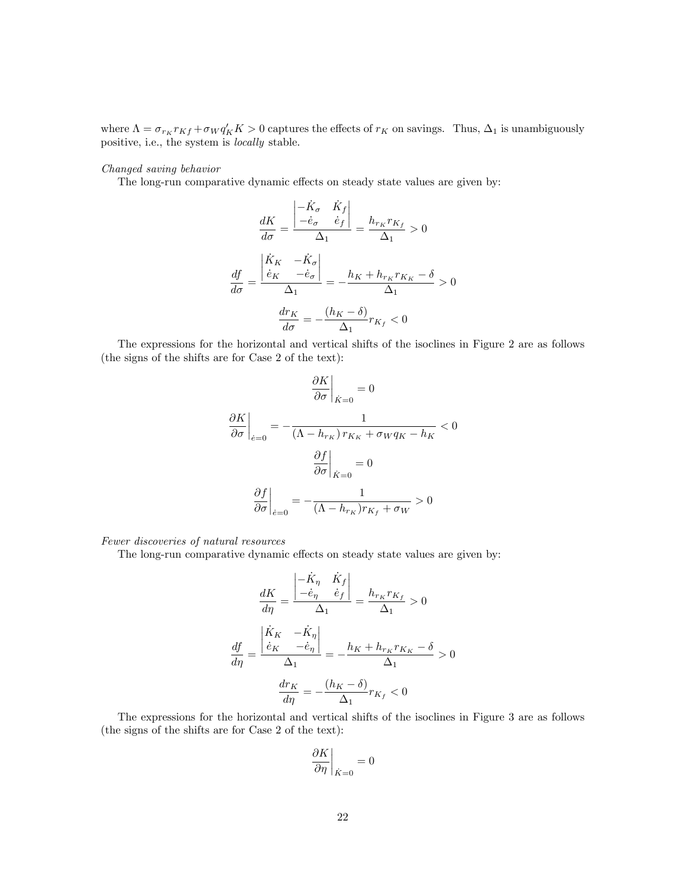where $\Lambda = \sigma_{r_K} r_{Kf} + \sigma_W q_K' K > 0$ captures the effects of $r_K$ on savings. Thus, $\Delta_1$ is unambiguously positive, i.e., the system is *locally* stable.

*Changed saving behavior*

The long-run comparative dynamic effects on steady state values are given by:

$$\frac{dK}{d\sigma} = \frac{\begin{vmatrix} -\dot{K}_\sigma & \dot{K}_f \\ -\dot{e}_\sigma & \dot{e}_f \end{vmatrix}}{\Delta_1} = \frac{h_{r_K} r_{K_f}}{\Delta_1} > 0$$

$$\frac{df}{d\sigma} = \frac{\begin{vmatrix} \dot{K}_K & -\dot{K}_\sigma \\ \dot{e}_K & -\dot{e}_\sigma \end{vmatrix}}{\Delta_1} = -\frac{h_K + h_{r_K} r_{K_K} - \delta}{\Delta_1} > 0$$

$$\frac{dr_K}{d\sigma} = -\frac{(h_K - \delta)}{\Delta_1} r_{K_f} < 0$$

The expressions for the horizontal and vertical shifts of the isoclines in Figure 2 are as follows (the signs of the shifts are for Case 2 of the text):

$$\left.\frac{\partial K}{\partial \sigma}\right|_{\dot{K}=0} = 0$$

$$\left.\frac{\partial K}{\partial \sigma}\right|_{\dot{e}=0} = -\frac{1}{\left(\Lambda - h_{r_K}\right) r_{K_K} + \sigma_W q_K - h_K} < 0$$

$$\left.\frac{\partial f}{\partial \sigma}\right|_{\dot{K}=0} = 0$$

$$\left.\frac{\partial f}{\partial \sigma}\right|_{\dot{e}=0} = -\frac{1}{(\Lambda - h_{r_K}) r_{K_f} + \sigma_W} > 0$$

*Fewer discoveries of natural resources*

The long-run comparative dynamic effects on steady state values are given by:

$$\frac{dK}{d\eta} = \frac{\begin{vmatrix} -\dot{K}_\eta & \dot{K}_f \\ -\dot{e}_\eta & \dot{e}_f \end{vmatrix}}{\Delta_1} = \frac{h_{r_K} r_{K_f}}{\Delta_1} > 0$$

$$\frac{df}{d\eta} = \frac{\begin{vmatrix} \dot{K}_K & -\dot{K}_\eta \\ \dot{e}_K & -\dot{e}_\eta \end{vmatrix}}{\Delta_1} = -\frac{h_K + h_{r_K} r_{K_K} - \delta}{\Delta_1} > 0$$

$$\frac{dr_K}{d\eta} = -\frac{(h_K - \delta)}{\Delta_1} r_{K_f} < 0$$

The expressions for the horizontal and vertical shifts of the isoclines in Figure 3 are as follows (the signs of the shifts are for Case 2 of the text):

$$\left.\frac{\partial K}{\partial \eta}\right|_{\dot{K}=0} = 0$$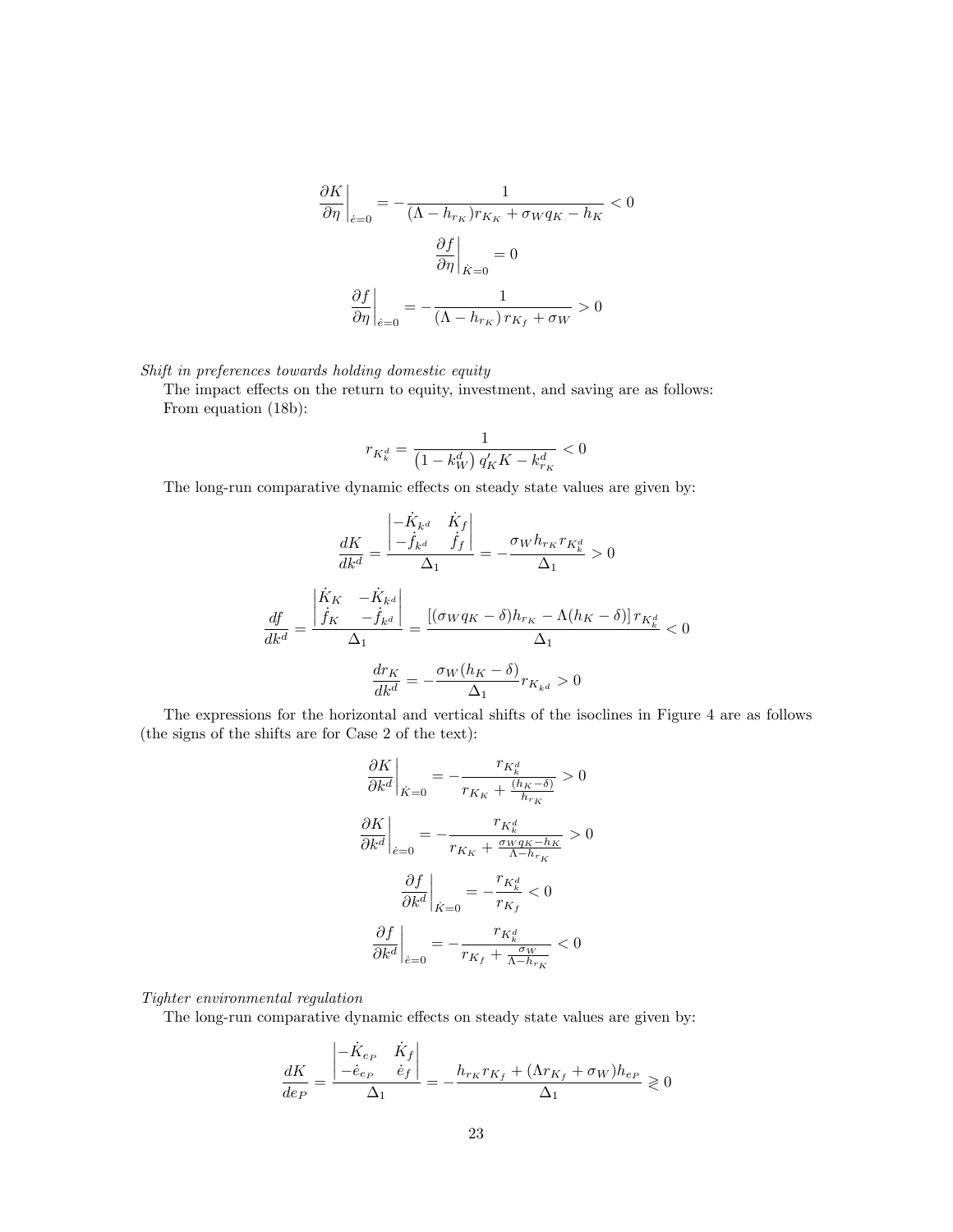$$\left.\frac{\partial K}{\partial \eta}\right|_{\dot{e}=0} = -\frac{1}{(\Lambda - h_{r_K})r_{K_K} + \sigma_W q_K - h_K} < 0$$

$$\left.\frac{\partial f}{\partial \eta}\right|_{\dot{K}=0} = 0$$

$$\left.\frac{\partial f}{\partial \eta}\right|_{\dot{e}=0} = -\frac{1}{(\Lambda - h_{r_K})\, r_{K_f} + \sigma_W} > 0$$

*Shift in preferences towards holding domestic equity*

The impact effects on the return to equity, investment, and saving are as follows:

From equation (18b):

$$r_{K_k^d} = \frac{1}{\left(1 - k_W^d\right) q_K' K - k_{r_K}^d} < 0$$

The long-run comparative dynamic effects on steady state values are given by:

$$\frac{dK}{dk^d} = \frac{\begin{vmatrix} -\dot{K}_{k^d} & \dot{K}_f \\ -\dot{f}_{k^d} & \dot{f}_f \end{vmatrix}}{\Delta_1} = -\frac{\sigma_W h_{r_K} r_{K_k^d}}{\Delta_1} > 0$$

$$\frac{df}{dk^d} = \frac{\begin{vmatrix} \dot{K}_K & -\dot{K}_{k^d} \\ \dot{f}_K & -\dot{f}_{k^d} \end{vmatrix}}{\Delta_1} = \frac{\left[(\sigma_W q_K - \delta)h_{r_K} - \Lambda(h_K - \delta)\right] r_{K_k^d}}{\Delta_1} < 0$$

$$\frac{dr_K}{dk^d} = -\frac{\sigma_W (h_K - \delta)}{\Delta_1} r_{K_{k^d}} > 0$$

The expressions for the horizontal and vertical shifts of the isoclines in Figure 4 are as follows (the signs of the shifts are for Case 2 of the text):

$$\left.\frac{\partial K}{\partial k^d}\right|_{\dot{K}=0} = -\frac{r_{K_k^d}}{r_{K_K} + \frac{(h_K - \delta)}{h_{r_K}}} > 0$$

$$\left.\frac{\partial K}{\partial k^d}\right|_{\dot{e}=0} = -\frac{r_{K_k^d}}{r_{K_K} + \frac{\sigma_W q_K - h_K}{\Lambda - h_{r_K}}} > 0$$

$$\left.\frac{\partial f}{\partial k^d}\right|_{\dot{K}=0} = -\frac{r_{K_k^d}}{r_{K_f}} < 0$$

$$\left.\frac{\partial f}{\partial k^d}\right|_{\dot{e}=0} = -\frac{r_{K_k^d}}{r_{K_f} + \frac{\sigma_W}{\Lambda - h_{r_K}}} < 0$$

*Tighter environmental regulation*

The long-run comparative dynamic effects on steady state values are given by:

$$\frac{dK}{de_P} = \frac{\begin{vmatrix} -\dot{K}_{e_P} & \dot{K}_f \\ -\dot{e}_{e_P} & \dot{e}_f \end{vmatrix}}{\Delta_1} = -\frac{h_{r_K} r_{K_f} + (\Lambda r_{K_f} + \sigma_W) h_{e_P}}{\Delta_1} \gtrless 0$$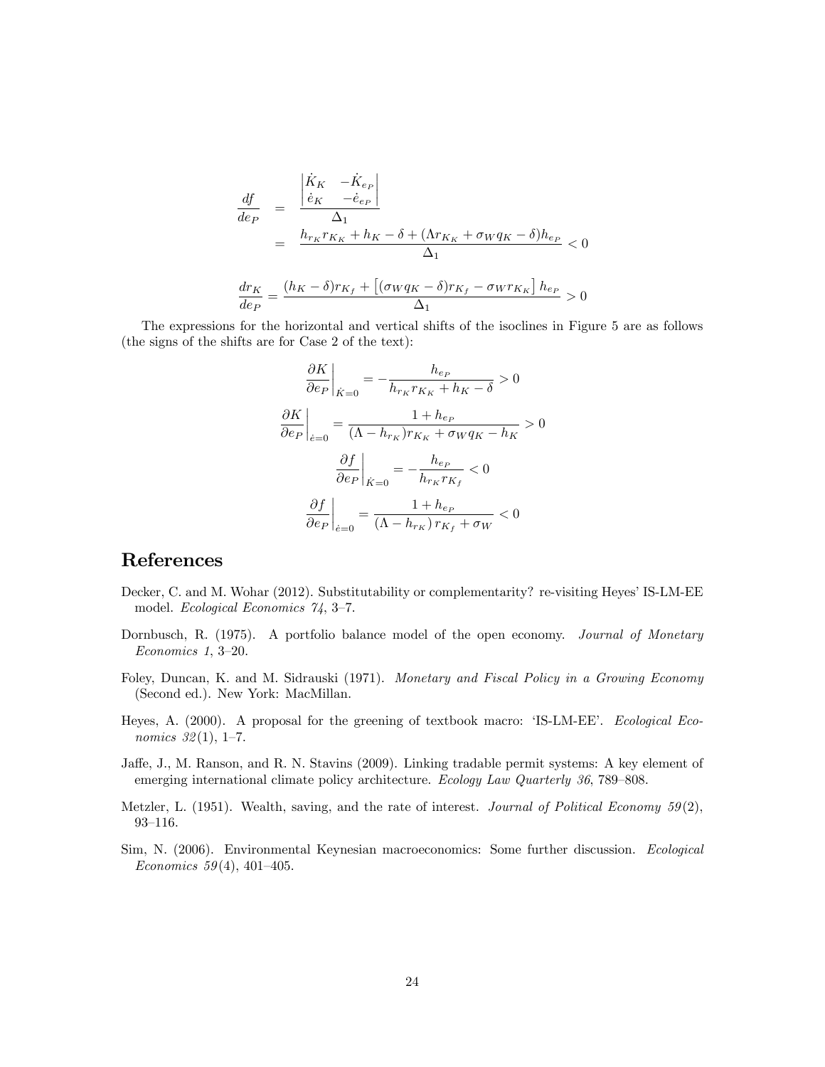$$
\begin{aligned}
\frac{df}{de_P} &= \frac{\begin{vmatrix} \dot{K}_K & -\dot{K}_{e_P} \\ \dot{e}_K & -\dot{e}_{e_P} \end{vmatrix}}{\Delta_1} \\
&= \frac{h_{r_K} r_{K_K} + h_K - \delta + (\Lambda r_{K_K} + \sigma_W q_K - \delta) h_{e_P}}{\Delta_1} < 0
\end{aligned}
$$

$$
\frac{dr_K}{de_P} = \frac{(h_K - \delta) r_{K_f} + \left[ (\sigma_W q_K - \delta) r_{K_f} - \sigma_W r_{K_K} \right] h_{e_P}}{\Delta_1} > 0
$$

The expressions for the horizontal and vertical shifts of the isoclines in Figure 5 are as follows (the signs of the shifts are for Case 2 of the text):

$$
\left. \frac{\partial K}{\partial e_P} \right|_{\dot{K}=0} = -\frac{h_{e_P}}{h_{r_K} r_{K_K} + h_K - \delta} > 0
$$

$$
\left. \frac{\partial K}{\partial e_P} \right|_{\dot{e}=0} = \frac{1 + h_{e_P}}{(\Lambda - h_{r_K}) r_{K_K} + \sigma_W q_K - h_K} > 0
$$

$$
\left. \frac{\partial f}{\partial e_P} \right|_{\dot{K}=0} = -\frac{h_{e_P}}{h_{r_K} r_{K_f}} < 0
$$

$$
\left. \frac{\partial f}{\partial e_P} \right|_{\dot{e}=0} = \frac{1 + h_{e_P}}{(\Lambda - h_{r_K}) r_{K_f} + \sigma_W} < 0
$$

# References

Decker, C. and M. Wohar (2012). Substitutability or complementarity? re-visiting Heyes' IS-LM-EE model. *Ecological Economics 74*, 3–7.

Dornbusch, R. (1975). A portfolio balance model of the open economy. *Journal of Monetary Economics 1*, 3–20.

Foley, Duncan, K. and M. Sidrauski (1971). *Monetary and Fiscal Policy in a Growing Economy* (Second ed.). New York: MacMillan.

Heyes, A. (2000). A proposal for the greening of textbook macro: 'IS-LM-EE'. *Ecological Economics 32*(1), 1–7.

Jaffe, J., M. Ranson, and R. N. Stavins (2009). Linking tradable permit systems: A key element of emerging international climate policy architecture. *Ecology Law Quarterly 36*, 789–808.

Metzler, L. (1951). Wealth, saving, and the rate of interest. *Journal of Political Economy 59*(2), 93–116.

Sim, N. (2006). Environmental Keynesian macroeconomics: Some further discussion. *Ecological Economics 59*(4), 401–405.